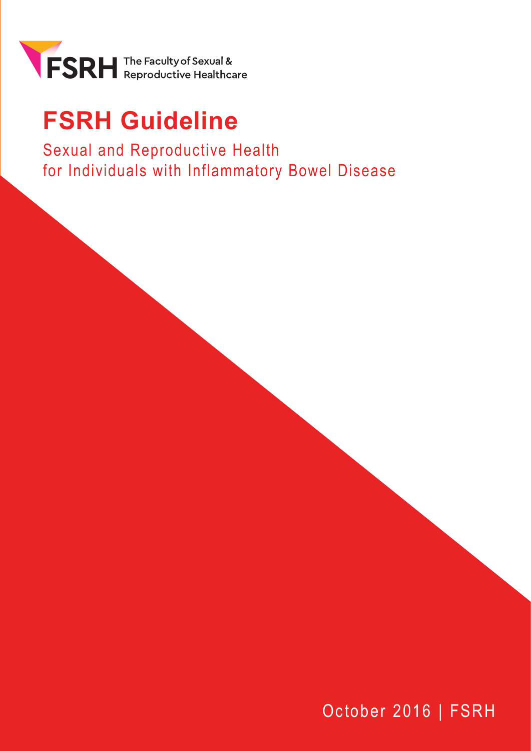FSRH The Faculty of Sexual & Reproductive Healthcare

# FSRH Guideline

Sexual and Reproductive Health for Individuals with Inflammatory Bowel Disease

October 2016 | FSRH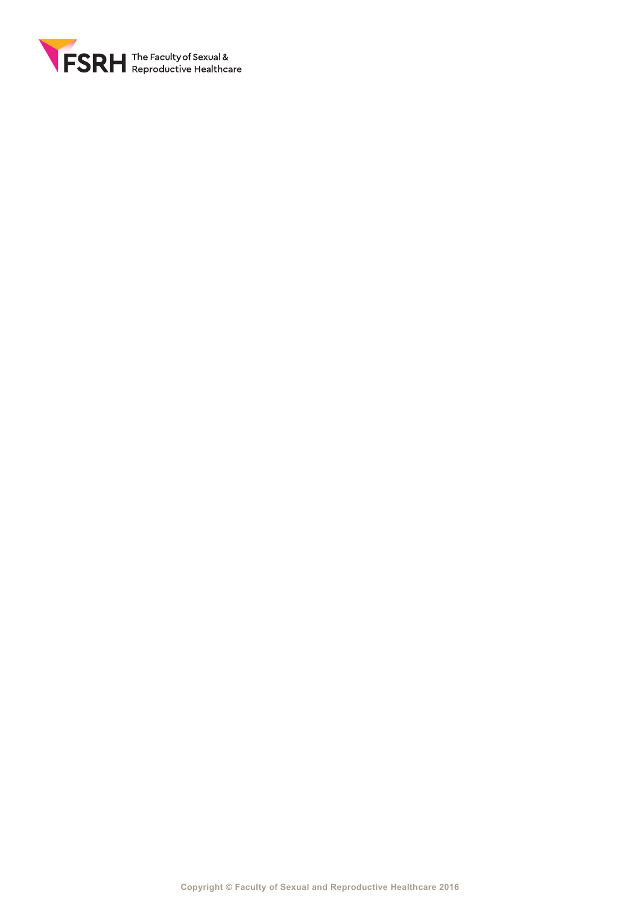Copyright © Faculty of Sexual and Reproductive Healthcare 2016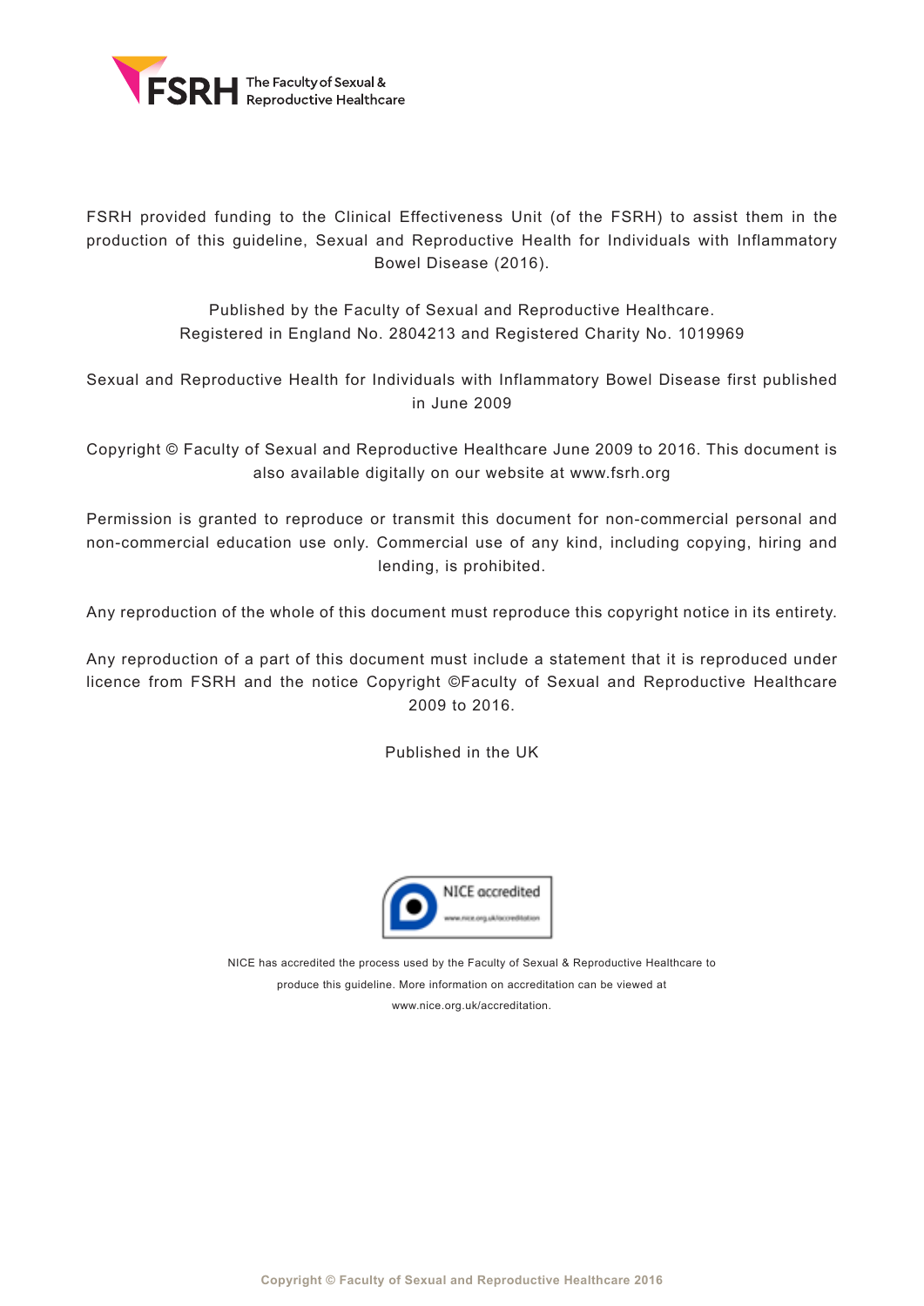FSRH provided funding to the Clinical Effectiveness Unit (of the FSRH) to assist them in the production of this guideline, Sexual and Reproductive Health for Individuals with Inflammatory Bowel Disease (2016).

Published by the Faculty of Sexual and Reproductive Healthcare.
Registered in England No. 2804213 and Registered Charity No. 1019969

Sexual and Reproductive Health for Individuals with Inflammatory Bowel Disease first published in June 2009

Copyright © Faculty of Sexual and Reproductive Healthcare June 2009 to 2016. This document is also available digitally on our website at www.fsrh.org

Permission is granted to reproduce or transmit this document for non-commercial personal and non-commercial education use only. Commercial use of any kind, including copying, hiring and lending, is prohibited.

Any reproduction of the whole of this document must reproduce this copyright notice in its entirety.

Any reproduction of a part of this document must include a statement that it is reproduced under licence from FSRH and the notice Copyright ©Faculty of Sexual and Reproductive Healthcare 2009 to 2016.

Published in the UK

NICE has accredited the process used by the Faculty of Sexual & Reproductive Healthcare to produce this guideline. More information on accreditation can be viewed at www.nice.org.uk/accreditation.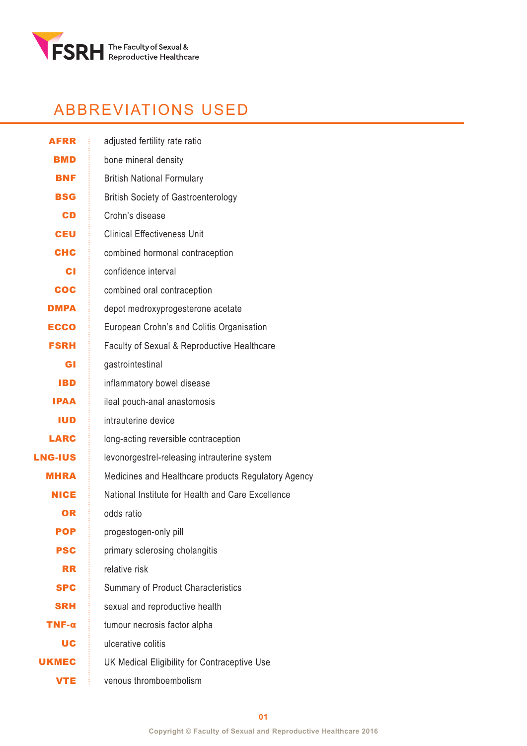# ABBREVIATIONS USED

| | |
|---|---|
| **AFRR** | adjusted fertility rate ratio |
| **BMD** | bone mineral density |
| **BNF** | British National Formulary |
| **BSG** | British Society of Gastroenterology |
| **CD** | Crohn's disease |
| **CEU** | Clinical Effectiveness Unit |
| **CHC** | combined hormonal contraception |
| **CI** | confidence interval |
| **COC** | combined oral contraception |
| **DMPA** | depot medroxyprogesterone acetate |
| **ECCO** | European Crohn's and Colitis Organisation |
| **FSRH** | Faculty of Sexual & Reproductive Healthcare |
| **GI** | gastrointestinal |
| **IBD** | inflammatory bowel disease |
| **IPAA** | ileal pouch-anal anastomosis |
| **IUD** | intrauterine device |
| **LARC** | long-acting reversible contraception |
| **LNG-IUS** | levonorgestrel-releasing intrauterine system |
| **MHRA** | Medicines and Healthcare products Regulatory Agency |
| **NICE** | National Institute for Health and Care Excellence |
| **OR** | odds ratio |
| **POP** | progestogen-only pill |
| **PSC** | primary sclerosing cholangitis |
| **RR** | relative risk |
| **SPC** | Summary of Product Characteristics |
| **SRH** | sexual and reproductive health |
| **TNF-α** | tumour necrosis factor alpha |
| **UC** | ulcerative colitis |
| **UKMEC** | UK Medical Eligibility for Contraceptive Use |
| **VTE** | venous thromboembolism |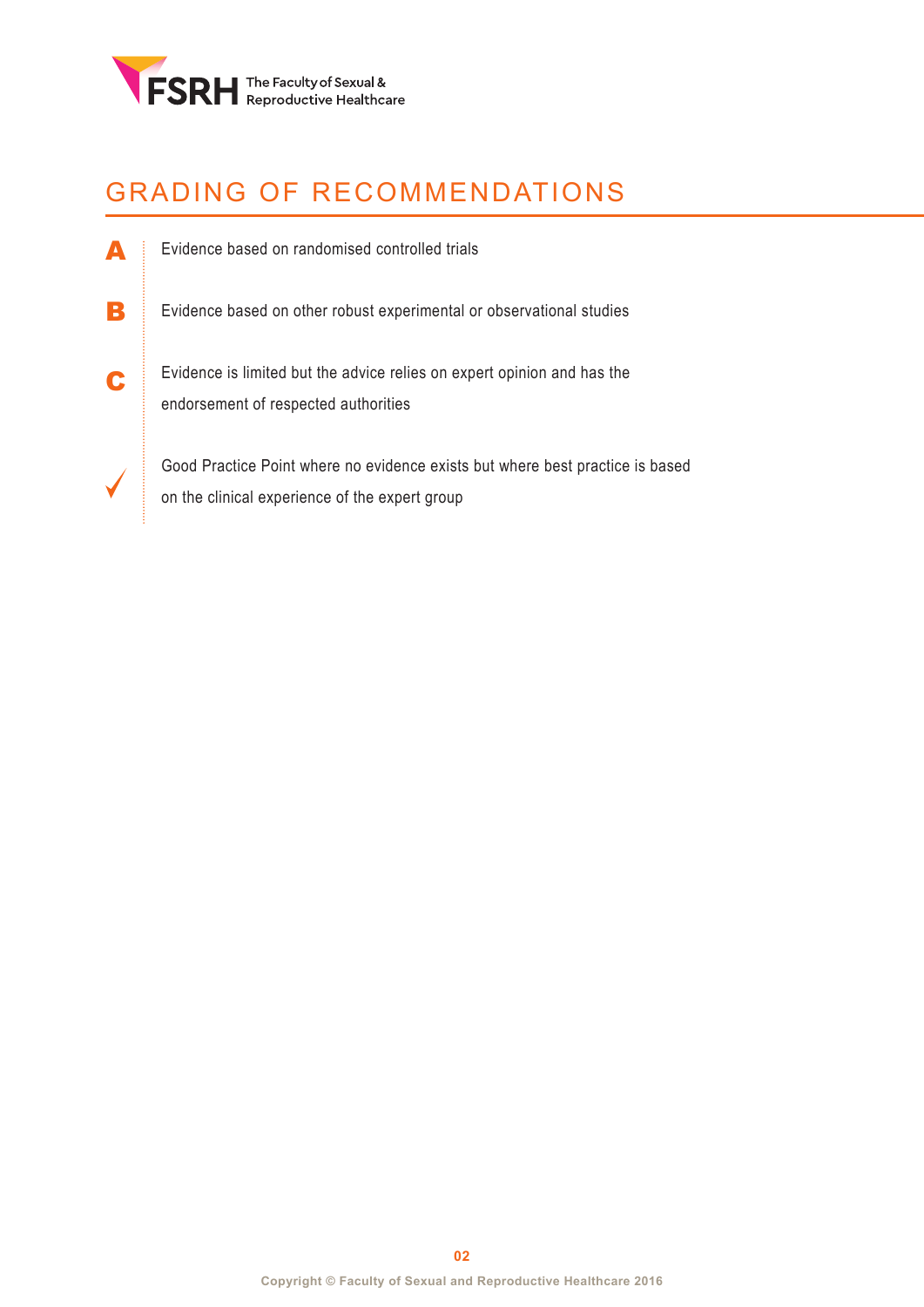# GRADING OF RECOMMENDATIONS

**A** Evidence based on randomised controlled trials

**B** Evidence based on other robust experimental or observational studies

**C** Evidence is limited but the advice relies on expert opinion and has the endorsement of respected authorities

✓ Good Practice Point where no evidence exists but where best practice is based on the clinical experience of the expert group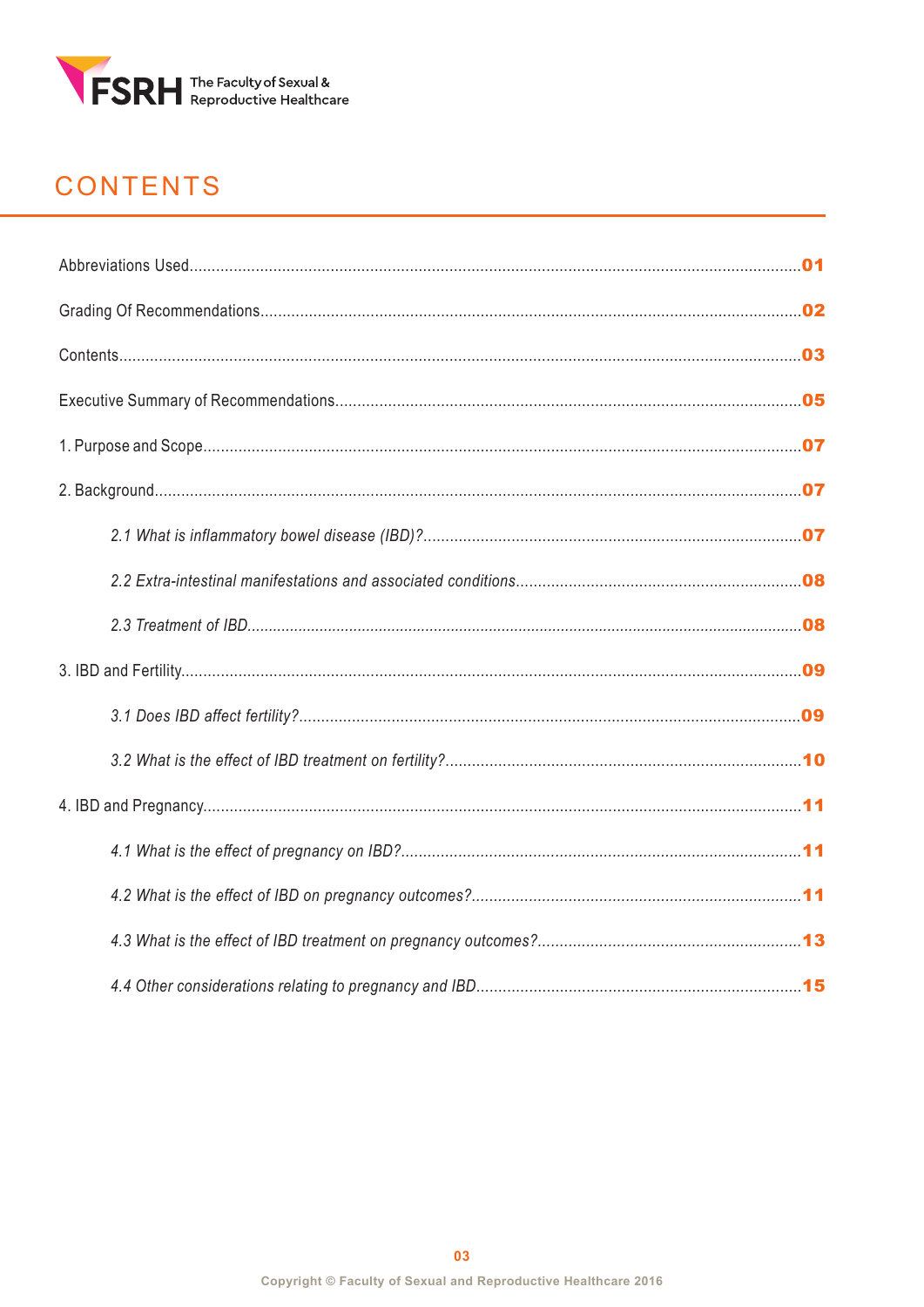# CONTENTS

Abbreviations Used........................................01

Grading Of Recommendations........................................02

Contents........................................03

Executive Summary of Recommendations........................................05

1. Purpose and Scope........................................07

2. Background........................................07

   *2.1 What is inflammatory bowel disease (IBD)?*........................................07

   *2.2 Extra-intestinal manifestations and associated conditions*........................................08

   *2.3 Treatment of IBD*........................................08

3. IBD and Fertility........................................09

   *3.1 Does IBD affect fertility?*........................................09

   *3.2 What is the effect of IBD treatment on fertility?*........................................10

4. IBD and Pregnancy........................................11

   *4.1 What is the effect of pregnancy on IBD?*........................................11

   *4.2 What is the effect of IBD on pregnancy outcomes?*........................................11

   *4.3 What is the effect of IBD treatment on pregnancy outcomes?*........................................13

   *4.4 Other considerations relating to pregnancy and IBD*........................................15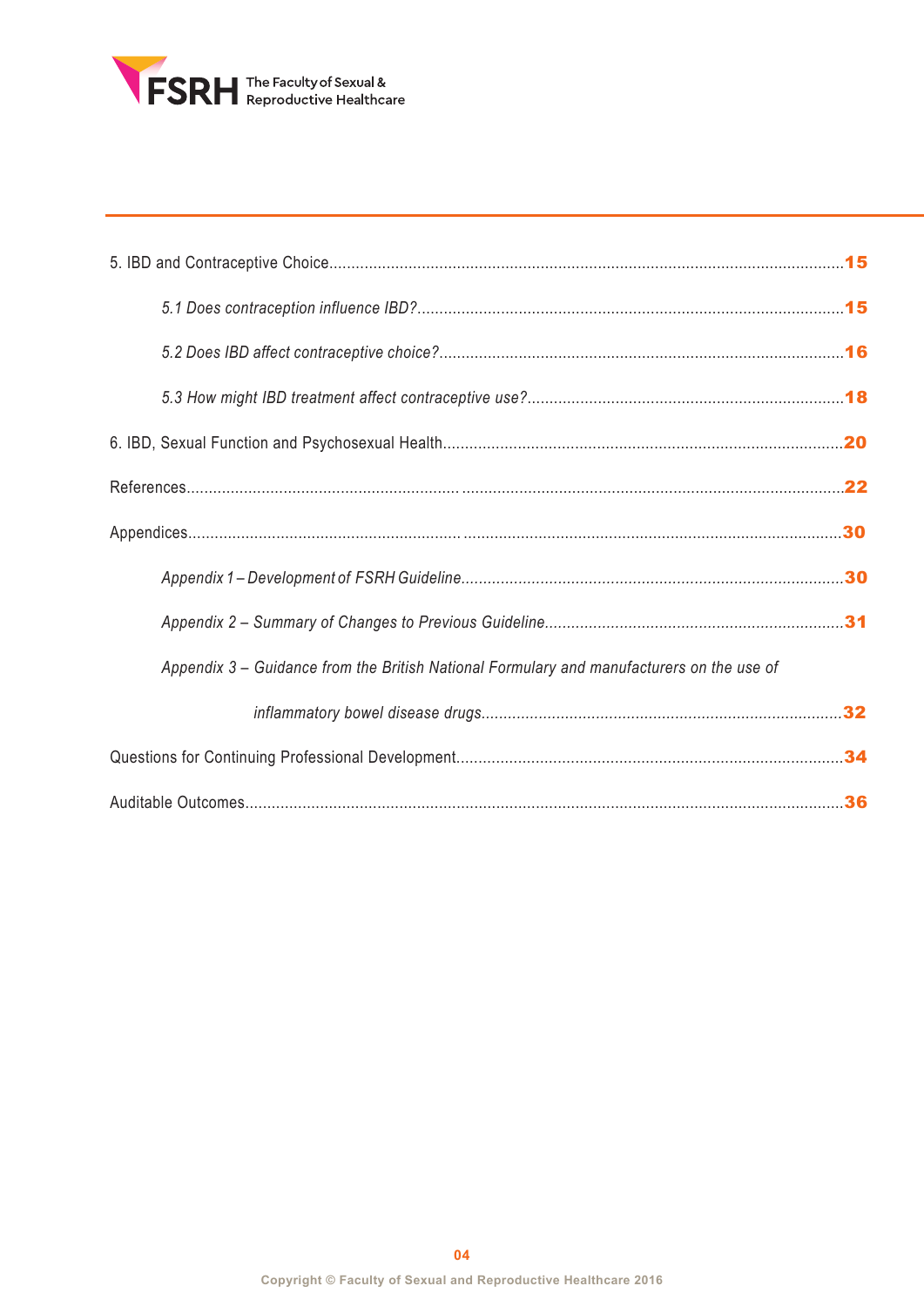5. IBD and Contraceptive Choice....................................................................................................................15

*5.1 Does contraception influence IBD?*...............................................................................................15

*5.2 Does IBD affect contraceptive choice?*..........................................................................................16

*5.3 How might IBD treatment affect contraceptive use?*......................................................................18

6. IBD, Sexual Function and Psychosexual Health.........................................................................................20

References...............................................................................................................................................22

Appendices..............................................................................................................................................30

*Appendix 1 – Development of FSRH Guideline*.....................................................................................30

*Appendix 2 – Summary of Changes to Previous Guideline*..................................................................31

*Appendix 3 – Guidance from the British National Formulary and manufacturers on the use of inflammatory bowel disease drugs*................................................................................32

Questions for Continuing Professional Development......................................................................................34

Auditable Outcomes.....................................................................................................................................36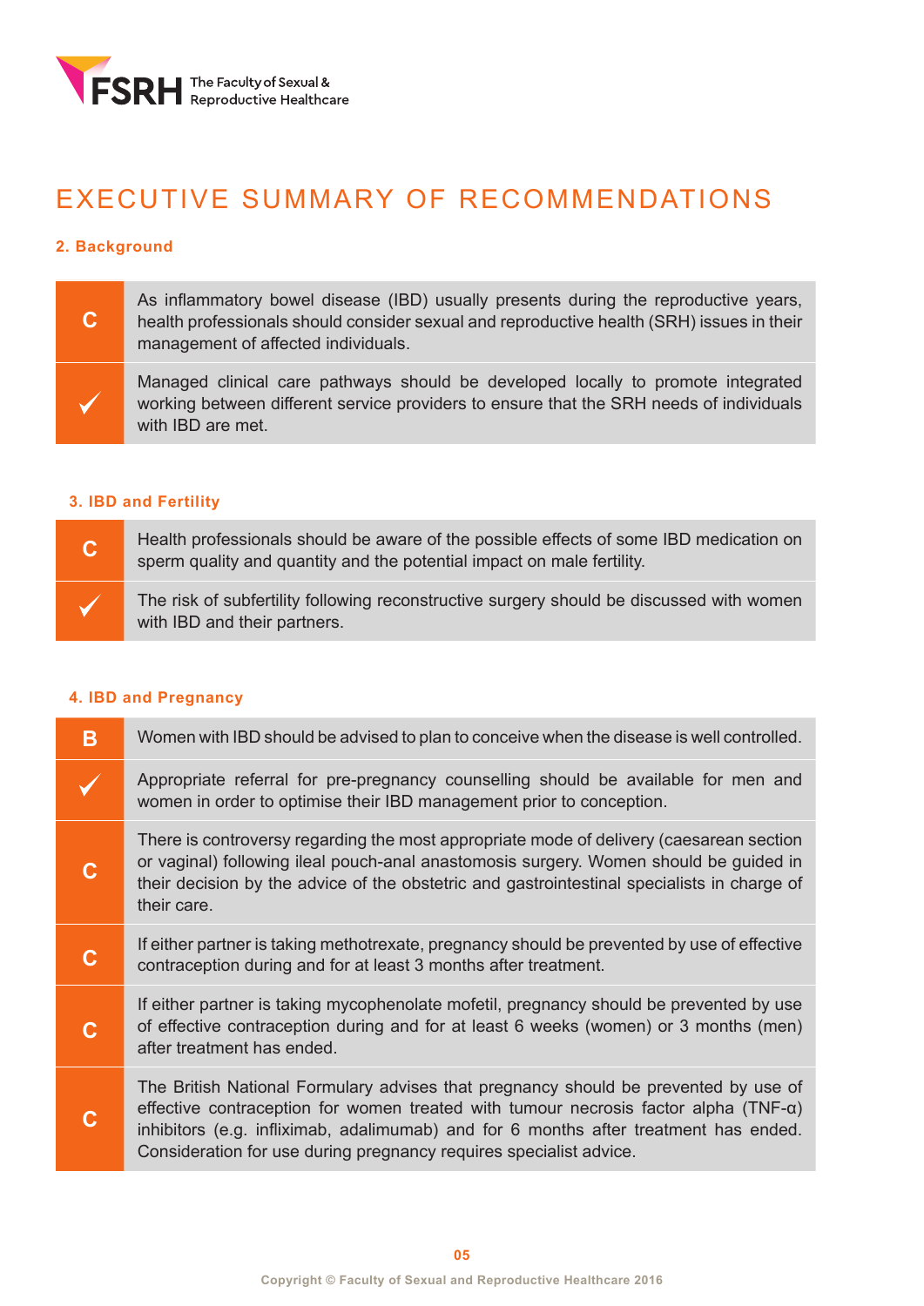# EXECUTIVE SUMMARY OF RECOMMENDATIONS

## 2. Background

| Grade | Recommendation |
|---|---|
| C | As inflammatory bowel disease (IBD) usually presents during the reproductive years, health professionals should consider sexual and reproductive health (SRH) issues in their management of affected individuals. |
| ✓ | Managed clinical care pathways should be developed locally to promote integrated working between different service providers to ensure that the SRH needs of individuals with IBD are met. |

## 3. IBD and Fertility

| Grade | Recommendation |
|---|---|
| C | Health professionals should be aware of the possible effects of some IBD medication on sperm quality and quantity and the potential impact on male fertility. |
| ✓ | The risk of subfertility following reconstructive surgery should be discussed with women with IBD and their partners. |

## 4. IBD and Pregnancy

| Grade | Recommendation |
|---|---|
| B | Women with IBD should be advised to plan to conceive when the disease is well controlled. |
| ✓ | Appropriate referral for pre-pregnancy counselling should be available for men and women in order to optimise their IBD management prior to conception. |
| C | There is controversy regarding the most appropriate mode of delivery (caesarean section or vaginal) following ileal pouch-anal anastomosis surgery. Women should be guided in their decision by the advice of the obstetric and gastrointestinal specialists in charge of their care. |
| C | If either partner is taking methotrexate, pregnancy should be prevented by use of effective contraception during and for at least 3 months after treatment. |
| C | If either partner is taking mycophenolate mofetil, pregnancy should be prevented by use of effective contraception during and for at least 6 weeks (women) or 3 months (men) after treatment has ended. |
| C | The British National Formulary advises that pregnancy should be prevented by use of effective contraception for women treated with tumour necrosis factor alpha (TNF-α) inhibitors (e.g. infliximab, adalimumab) and for 6 months after treatment has ended. Consideration for use during pregnancy requires specialist advice. |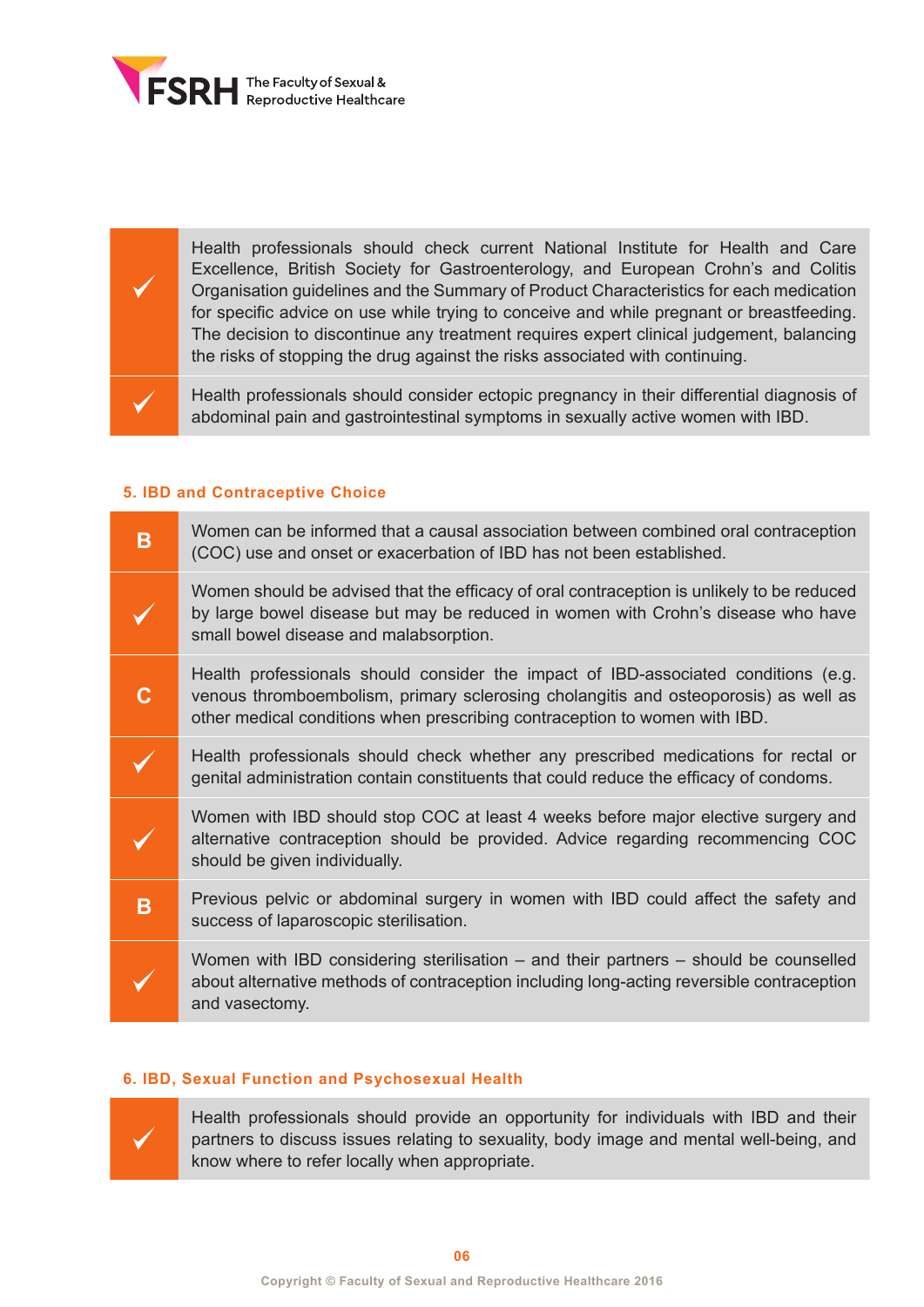| | |
|---|---|
| ✓ | Health professionals should check current National Institute for Health and Care Excellence, British Society for Gastroenterology, and European Crohn's and Colitis Organisation guidelines and the Summary of Product Characteristics for each medication for specific advice on use while trying to conceive and while pregnant or breastfeeding. The decision to discontinue any treatment requires expert clinical judgement, balancing the risks of stopping the drug against the risks associated with continuing. |
| ✓ | Health professionals should consider ectopic pregnancy in their differential diagnosis of abdominal pain and gastrointestinal symptoms in sexually active women with IBD. |

### 5. IBD and Contraceptive Choice

| | |
|---|---|
| B | Women can be informed that a causal association between combined oral contraception (COC) use and onset or exacerbation of IBD has not been established. |
| ✓ | Women should be advised that the efficacy of oral contraception is unlikely to be reduced by large bowel disease but may be reduced in women with Crohn's disease who have small bowel disease and malabsorption. |
| C | Health professionals should consider the impact of IBD-associated conditions (e.g. venous thromboembolism, primary sclerosing cholangitis and osteoporosis) as well as other medical conditions when prescribing contraception to women with IBD. |
| ✓ | Health professionals should check whether any prescribed medications for rectal or genital administration contain constituents that could reduce the efficacy of condoms. |
| ✓ | Women with IBD should stop COC at least 4 weeks before major elective surgery and alternative contraception should be provided. Advice regarding recommencing COC should be given individually. |
| B | Previous pelvic or abdominal surgery in women with IBD could affect the safety and success of laparoscopic sterilisation. |
| ✓ | Women with IBD considering sterilisation – and their partners – should be counselled about alternative methods of contraception including long-acting reversible contraception and vasectomy. |

### 6. IBD, Sexual Function and Psychosexual Health

| | |
|---|---|
| ✓ | Health professionals should provide an opportunity for individuals with IBD and their partners to discuss issues relating to sexuality, body image and mental well-being, and know where to refer locally when appropriate. |

Copyright © Faculty of Sexual and Reproductive Healthcare 2016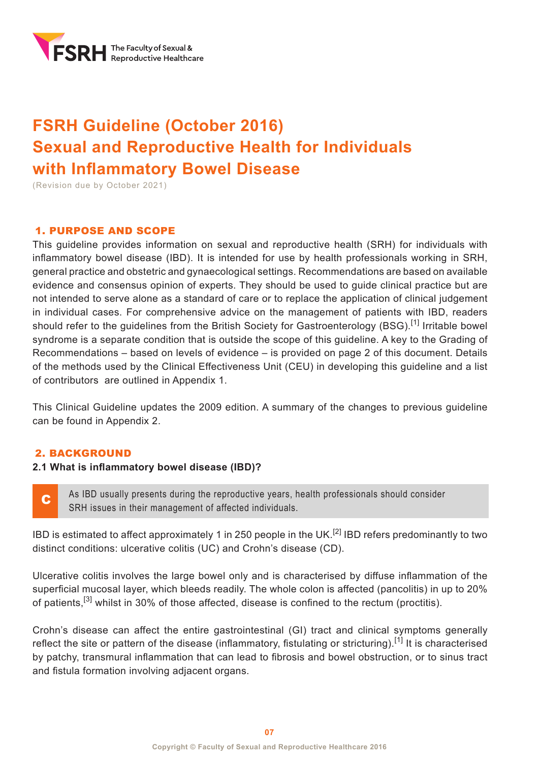FSRH The Faculty of Sexual & Reproductive Healthcare

# FSRH Guideline (October 2016) Sexual and Reproductive Health for Individuals with Inflammatory Bowel Disease

(Revision due by October 2021)

## 1. PURPOSE AND SCOPE

This guideline provides information on sexual and reproductive health (SRH) for individuals with inflammatory bowel disease (IBD). It is intended for use by health professionals working in SRH, general practice and obstetric and gynaecological settings. Recommendations are based on available evidence and consensus opinion of experts. They should be used to guide clinical practice but are not intended to serve alone as a standard of care or to replace the application of clinical judgement in individual cases. For comprehensive advice on the management of patients with IBD, readers should refer to the guidelines from the British Society for Gastroenterology (BSG).[1] Irritable bowel syndrome is a separate condition that is outside the scope of this guideline. A key to the Grading of Recommendations – based on levels of evidence – is provided on page 2 of this document. Details of the methods used by the Clinical Effectiveness Unit (CEU) in developing this guideline and a list of contributors are outlined in Appendix 1.

This Clinical Guideline updates the 2009 edition. A summary of the changes to previous guideline can be found in Appendix 2.

## 2. BACKGROUND

### 2.1 What is inflammatory bowel disease (IBD)?

| C | As IBD usually presents during the reproductive years, health professionals should consider SRH issues in their management of affected individuals. |
|---|---|

IBD is estimated to affect approximately 1 in 250 people in the UK.[2] IBD refers predominantly to two distinct conditions: ulcerative colitis (UC) and Crohn's disease (CD).

Ulcerative colitis involves the large bowel only and is characterised by diffuse inflammation of the superficial mucosal layer, which bleeds readily. The whole colon is affected (pancolitis) in up to 20% of patients,[3] whilst in 30% of those affected, disease is confined to the rectum (proctitis).

Crohn's disease can affect the entire gastrointestinal (GI) tract and clinical symptoms generally reflect the site or pattern of the disease (inflammatory, fistulating or stricturing).[1] It is characterised by patchy, transmural inflammation that can lead to fibrosis and bowel obstruction, or to sinus tract and fistula formation involving adjacent organs.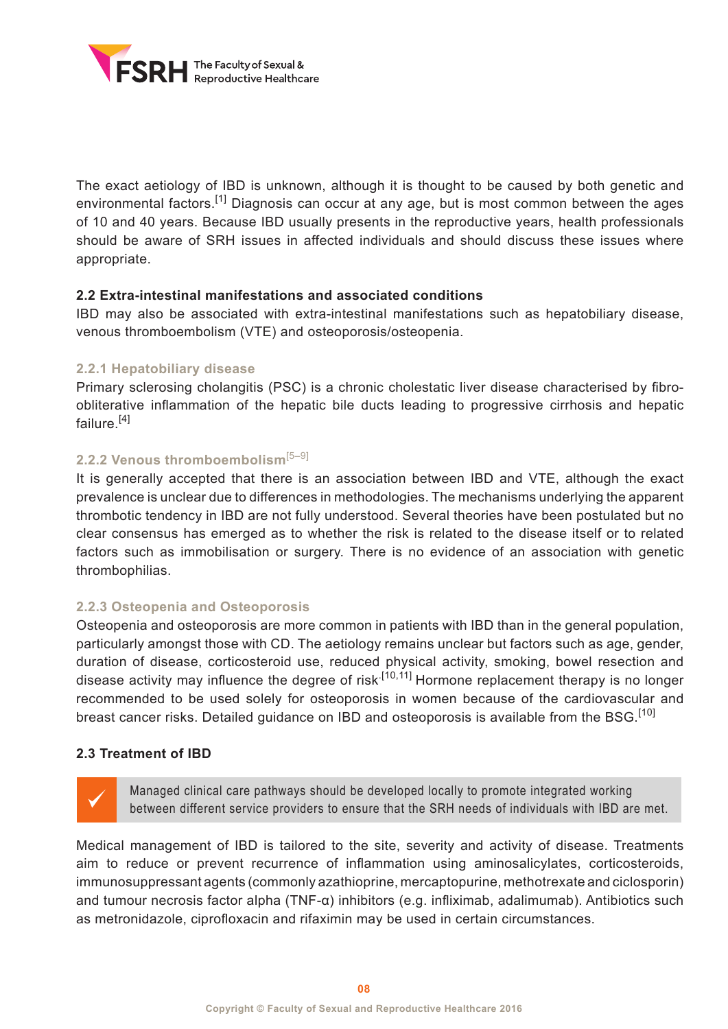The exact aetiology of IBD is unknown, although it is thought to be caused by both genetic and environmental factors.[1] Diagnosis can occur at any age, but is most common between the ages of 10 and 40 years. Because IBD usually presents in the reproductive years, health professionals should be aware of SRH issues in affected individuals and should discuss these issues where appropriate.

## 2.2 Extra-intestinal manifestations and associated conditions

IBD may also be associated with extra-intestinal manifestations such as hepatobiliary disease, venous thromboembolism (VTE) and osteoporosis/osteopenia.

### 2.2.1 Hepatobiliary disease

Primary sclerosing cholangitis (PSC) is a chronic cholestatic liver disease characterised by fibro-obliterative inflammation of the hepatic bile ducts leading to progressive cirrhosis and hepatic failure.[4]

### 2.2.2 Venous thromboembolism[5–9]

It is generally accepted that there is an association between IBD and VTE, although the exact prevalence is unclear due to differences in methodologies. The mechanisms underlying the apparent thrombotic tendency in IBD are not fully understood. Several theories have been postulated but no clear consensus has emerged as to whether the risk is related to the disease itself or to related factors such as immobilisation or surgery. There is no evidence of an association with genetic thrombophilias.

### 2.2.3 Osteopenia and Osteoporosis

Osteopenia and osteoporosis are more common in patients with IBD than in the general population, particularly amongst those with CD. The aetiology remains unclear but factors such as age, gender, duration of disease, corticosteroid use, reduced physical activity, smoking, bowel resection and disease activity may influence the degree of risk.[10,11] Hormone replacement therapy is no longer recommended to be used solely for osteoporosis in women because of the cardiovascular and breast cancer risks. Detailed guidance on IBD and osteoporosis is available from the BSG.[10]

## 2.3 Treatment of IBD

✓ Managed clinical care pathways should be developed locally to promote integrated working between different service providers to ensure that the SRH needs of individuals with IBD are met.

Medical management of IBD is tailored to the site, severity and activity of disease. Treatments aim to reduce or prevent recurrence of inflammation using aminosalicylates, corticosteroids, immunosuppressant agents (commonly azathioprine, mercaptopurine, methotrexate and ciclosporin) and tumour necrosis factor alpha (TNF-α) inhibitors (e.g. infliximab, adalimumab). Antibiotics such as metronidazole, ciprofloxacin and rifaximin may be used in certain circumstances.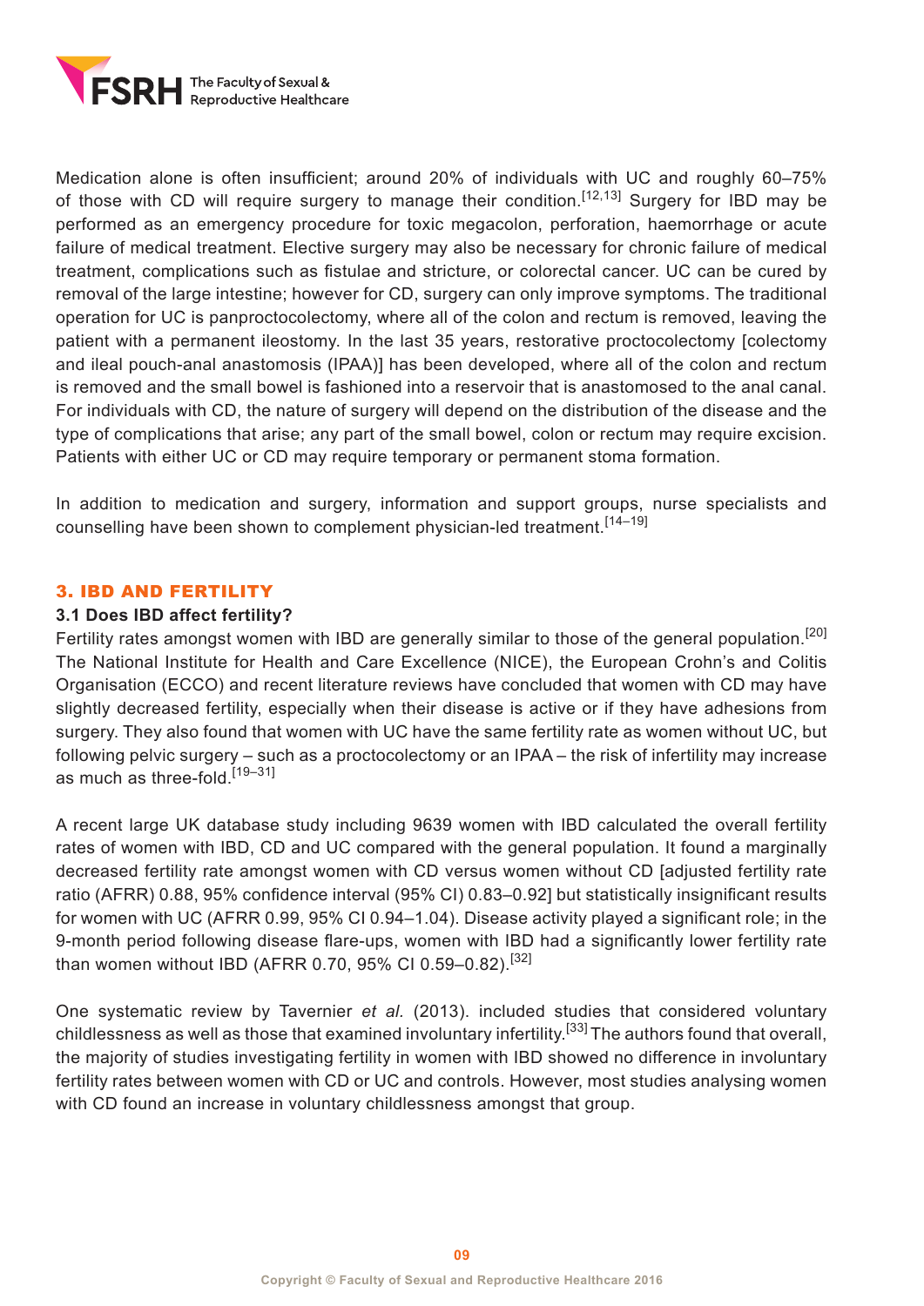Medication alone is often insufficient; around 20% of individuals with UC and roughly 60–75% of those with CD will require surgery to manage their condition.[12,13] Surgery for IBD may be performed as an emergency procedure for toxic megacolon, perforation, haemorrhage or acute failure of medical treatment. Elective surgery may also be necessary for chronic failure of medical treatment, complications such as fistulae and stricture, or colorectal cancer. UC can be cured by removal of the large intestine; however for CD, surgery can only improve symptoms. The traditional operation for UC is panproctocolectomy, where all of the colon and rectum is removed, leaving the patient with a permanent ileostomy. In the last 35 years, restorative proctocolectomy [colectomy and ileal pouch-anal anastomosis (IPAA)] has been developed, where all of the colon and rectum is removed and the small bowel is fashioned into a reservoir that is anastomosed to the anal canal. For individuals with CD, the nature of surgery will depend on the distribution of the disease and the type of complications that arise; any part of the small bowel, colon or rectum may require excision. Patients with either UC or CD may require temporary or permanent stoma formation.

In addition to medication and surgery, information and support groups, nurse specialists and counselling have been shown to complement physician-led treatment.[14–19]

## 3. IBD AND FERTILITY

### 3.1 Does IBD affect fertility?

Fertility rates amongst women with IBD are generally similar to those of the general population.[20] The National Institute for Health and Care Excellence (NICE), the European Crohn's and Colitis Organisation (ECCO) and recent literature reviews have concluded that women with CD may have slightly decreased fertility, especially when their disease is active or if they have adhesions from surgery. They also found that women with UC have the same fertility rate as women without UC, but following pelvic surgery – such as a proctocolectomy or an IPAA – the risk of infertility may increase as much as three-fold.[19–31]

A recent large UK database study including 9639 women with IBD calculated the overall fertility rates of women with IBD, CD and UC compared with the general population. It found a marginally decreased fertility rate amongst women with CD versus women without CD [adjusted fertility rate ratio (AFRR) 0.88, 95% confidence interval (95% CI) 0.83–0.92] but statistically insignificant results for women with UC (AFRR 0.99, 95% CI 0.94–1.04). Disease activity played a significant role; in the 9-month period following disease flare-ups, women with IBD had a significantly lower fertility rate than women without IBD (AFRR 0.70, 95% CI 0.59–0.82).[32]

One systematic review by Tavernier *et al.* (2013). included studies that considered voluntary childlessness as well as those that examined involuntary infertility.[33] The authors found that overall, the majority of studies investigating fertility in women with IBD showed no difference in involuntary fertility rates between women with CD or UC and controls. However, most studies analysing women with CD found an increase in voluntary childlessness amongst that group.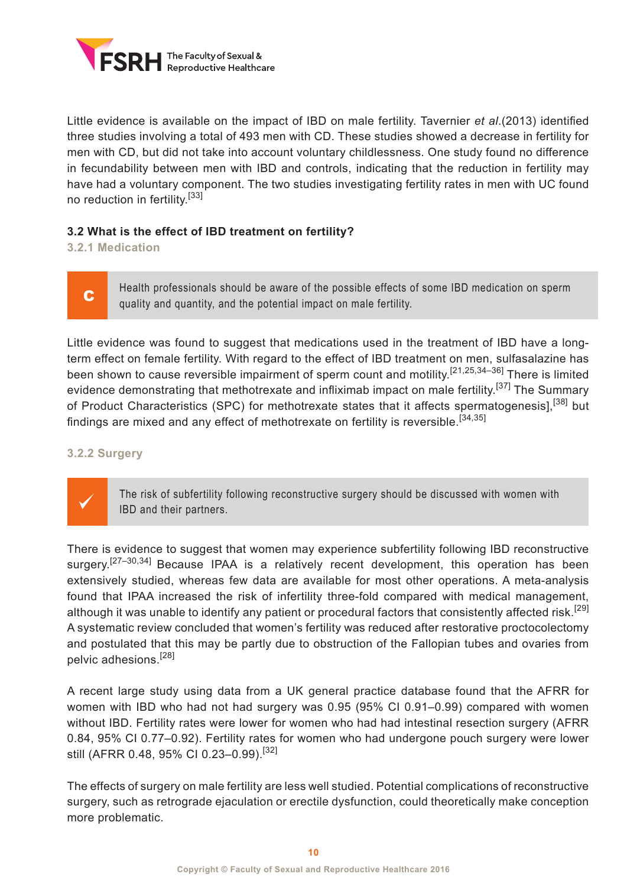Little evidence is available on the impact of IBD on male fertility. Tavernier *et al*.(2013) identified three studies involving a total of 493 men with CD. These studies showed a decrease in fertility for men with CD, but did not take into account voluntary childlessness. One study found no difference in fecundability between men with IBD and controls, indicating that the reduction in fertility may have had a voluntary component. The two studies investigating fertility rates in men with UC found no reduction in fertility.[33]

### 3.2 What is the effect of IBD treatment on fertility?

#### 3.2.1 Medication

> **C** Health professionals should be aware of the possible effects of some IBD medication on sperm quality and quantity, and the potential impact on male fertility.

Little evidence was found to suggest that medications used in the treatment of IBD have a long-term effect on female fertility. With regard to the effect of IBD treatment on men, sulfasalazine has been shown to cause reversible impairment of sperm count and motility.[21,25,34–36] There is limited evidence demonstrating that methotrexate and infliximab impact on male fertility.[37] The Summary of Product Characteristics (SPC) for methotrexate states that it affects spermatogenesis],[38] but findings are mixed and any effect of methotrexate on fertility is reversible.[34,35]

#### 3.2.2 Surgery

> ✓ The risk of subfertility following reconstructive surgery should be discussed with women with IBD and their partners.

There is evidence to suggest that women may experience subfertility following IBD reconstructive surgery.[27–30,34] Because IPAA is a relatively recent development, this operation has been extensively studied, whereas few data are available for most other operations. A meta-analysis found that IPAA increased the risk of infertility three-fold compared with medical management, although it was unable to identify any patient or procedural factors that consistently affected risk.[29] A systematic review concluded that women's fertility was reduced after restorative proctocolectomy and postulated that this may be partly due to obstruction of the Fallopian tubes and ovaries from pelvic adhesions.[28]

A recent large study using data from a UK general practice database found that the AFRR for women with IBD who had not had surgery was 0.95 (95% CI 0.91–0.99) compared with women without IBD. Fertility rates were lower for women who had had intestinal resection surgery (AFRR 0.84, 95% CI 0.77–0.92). Fertility rates for women who had undergone pouch surgery were lower still (AFRR 0.48, 95% CI 0.23–0.99).[32]

The effects of surgery on male fertility are less well studied. Potential complications of reconstructive surgery, such as retrograde ejaculation or erectile dysfunction, could theoretically make conception more problematic.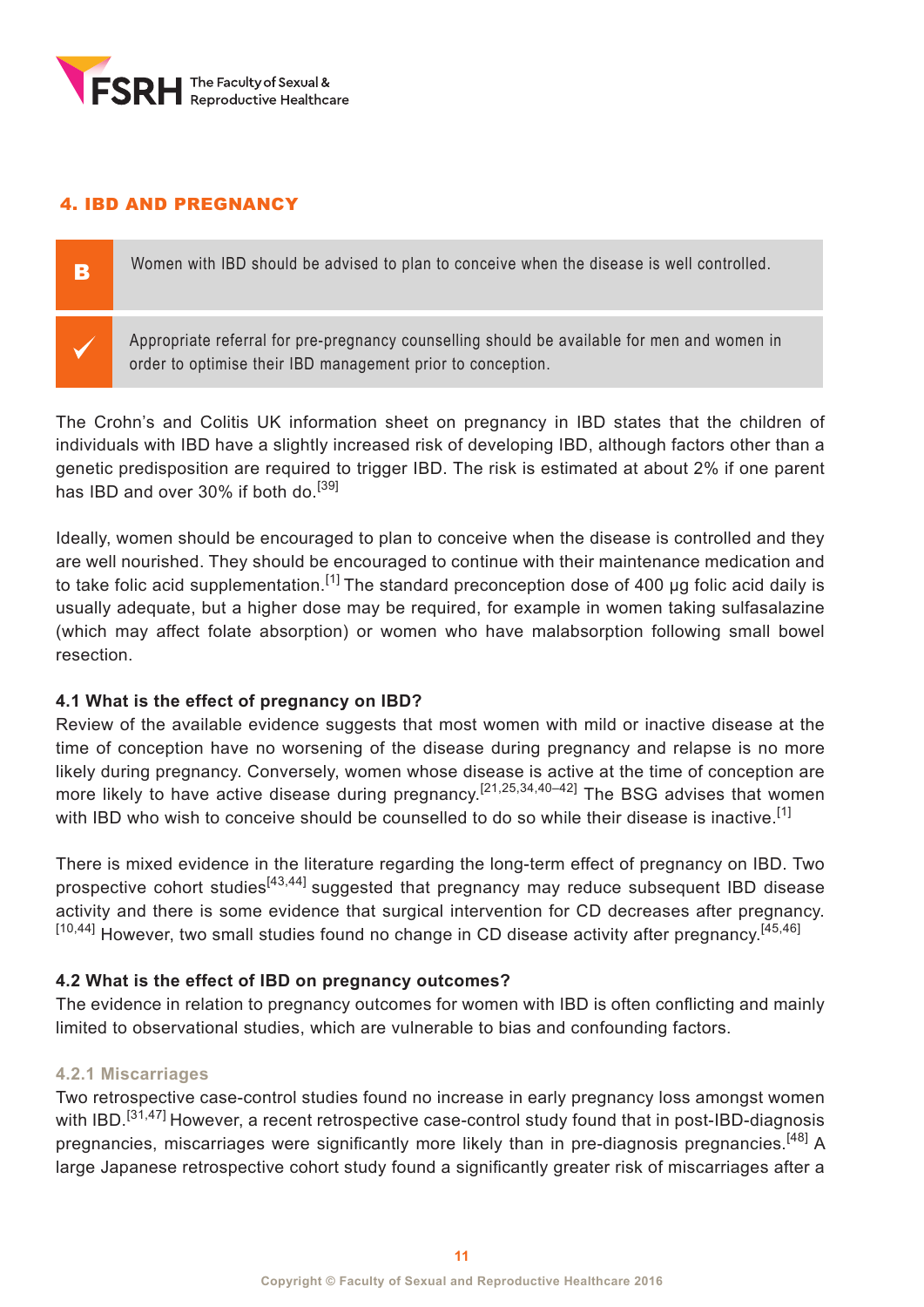## 4. IBD AND PREGNANCY

| | |
|---|---|
| B | Women with IBD should be advised to plan to conceive when the disease is well controlled. |
| ✓ | Appropriate referral for pre-pregnancy counselling should be available for men and women in order to optimise their IBD management prior to conception. |

The Crohn's and Colitis UK information sheet on pregnancy in IBD states that the children of individuals with IBD have a slightly increased risk of developing IBD, although factors other than a genetic predisposition are required to trigger IBD. The risk is estimated at about 2% if one parent has IBD and over 30% if both do.[39]

Ideally, women should be encouraged to plan to conceive when the disease is controlled and they are well nourished. They should be encouraged to continue with their maintenance medication and to take folic acid supplementation.[1] The standard preconception dose of 400 µg folic acid daily is usually adequate, but a higher dose may be required, for example in women taking sulfasalazine (which may affect folate absorption) or women who have malabsorption following small bowel resection.

### 4.1 What is the effect of pregnancy on IBD?

Review of the available evidence suggests that most women with mild or inactive disease at the time of conception have no worsening of the disease during pregnancy and relapse is no more likely during pregnancy. Conversely, women whose disease is active at the time of conception are more likely to have active disease during pregnancy.[21,25,34,40–42] The BSG advises that women with IBD who wish to conceive should be counselled to do so while their disease is inactive.[1]

There is mixed evidence in the literature regarding the long-term effect of pregnancy on IBD. Two prospective cohort studies[43,44] suggested that pregnancy may reduce subsequent IBD disease activity and there is some evidence that surgical intervention for CD decreases after pregnancy.[10,44] However, two small studies found no change in CD disease activity after pregnancy.[45,46]

### 4.2 What is the effect of IBD on pregnancy outcomes?

The evidence in relation to pregnancy outcomes for women with IBD is often conflicting and mainly limited to observational studies, which are vulnerable to bias and confounding factors.

#### 4.2.1 Miscarriages

Two retrospective case-control studies found no increase in early pregnancy loss amongst women with IBD.[31,47] However, a recent retrospective case-control study found that in post-IBD-diagnosis pregnancies, miscarriages were significantly more likely than in pre-diagnosis pregnancies.[48] A large Japanese retrospective cohort study found a significantly greater risk of miscarriages after a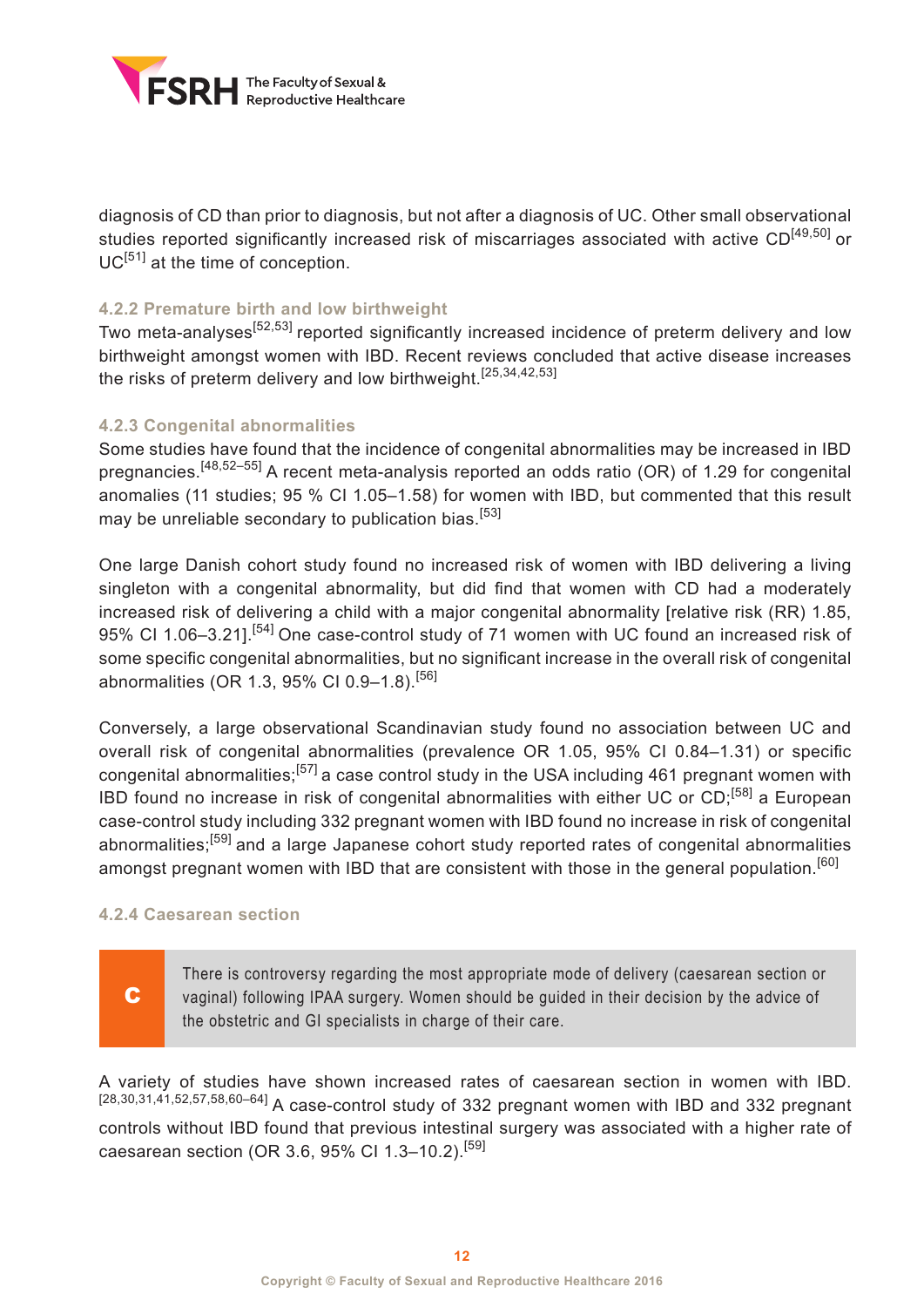diagnosis of CD than prior to diagnosis, but not after a diagnosis of UC. Other small observational studies reported significantly increased risk of miscarriages associated with active CD[49,50] or UC[51] at the time of conception.

### 4.2.2 Premature birth and low birthweight

Two meta-analyses[52,53] reported significantly increased incidence of preterm delivery and low birthweight amongst women with IBD. Recent reviews concluded that active disease increases the risks of preterm delivery and low birthweight.[25,34,42,53]

### 4.2.3 Congenital abnormalities

Some studies have found that the incidence of congenital abnormalities may be increased in IBD pregnancies.[48,52–55] A recent meta-analysis reported an odds ratio (OR) of 1.29 for congenital anomalies (11 studies; 95 % CI 1.05–1.58) for women with IBD, but commented that this result may be unreliable secondary to publication bias.[53]

One large Danish cohort study found no increased risk of women with IBD delivering a living singleton with a congenital abnormality, but did find that women with CD had a moderately increased risk of delivering a child with a major congenital abnormality [relative risk (RR) 1.85, 95% CI 1.06–3.21].[54] One case-control study of 71 women with UC found an increased risk of some specific congenital abnormalities, but no significant increase in the overall risk of congenital abnormalities (OR 1.3, 95% CI 0.9–1.8).[56]

Conversely, a large observational Scandinavian study found no association between UC and overall risk of congenital abnormalities (prevalence OR 1.05, 95% CI 0.84–1.31) or specific congenital abnormalities;[57] a case control study in the USA including 461 pregnant women with IBD found no increase in risk of congenital abnormalities with either UC or CD;[58] a European case-control study including 332 pregnant women with IBD found no increase in risk of congenital abnormalities;[59] and a large Japanese cohort study reported rates of congenital abnormalities amongst pregnant women with IBD that are consistent with those in the general population.[60]

### 4.2.4 Caesarean section

| C | There is controversy regarding the most appropriate mode of delivery (caesarean section or vaginal) following IPAA surgery. Women should be guided in their decision by the advice of the obstetric and GI specialists in charge of their care. |
|---|---|

A variety of studies have shown increased rates of caesarean section in women with IBD.[28,30,31,41,52,57,58,60–64] A case-control study of 332 pregnant women with IBD and 332 pregnant controls without IBD found that previous intestinal surgery was associated with a higher rate of caesarean section (OR 3.6, 95% CI 1.3–10.2).[59]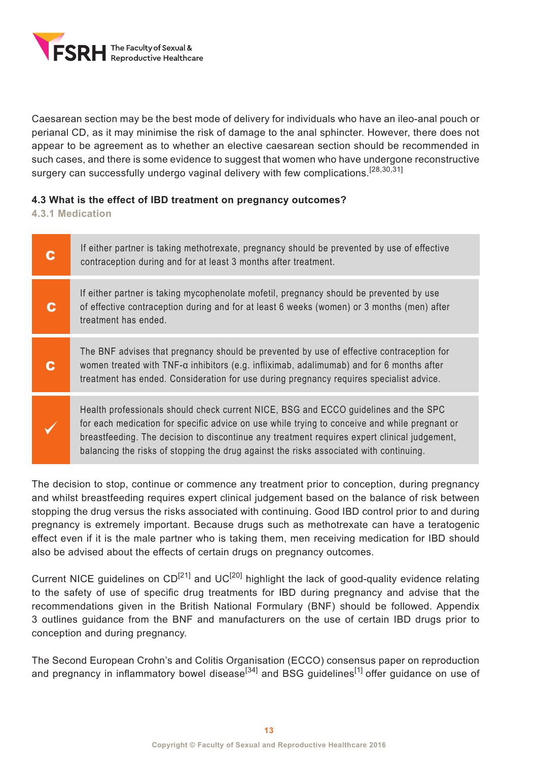Caesarean section may be the best mode of delivery for individuals who have an ileo-anal pouch or perianal CD, as it may minimise the risk of damage to the anal sphincter. However, there does not appear to be agreement as to whether an elective caesarean section should be recommended in such cases, and there is some evidence to suggest that women who have undergone reconstructive surgery can successfully undergo vaginal delivery with few complications.[28,30,31]

### 4.3 What is the effect of IBD treatment on pregnancy outcomes?

#### 4.3.1 Medication

| | |
|---|---|
| **C** | If either partner is taking methotrexate, pregnancy should be prevented by use of effective contraception during and for at least 3 months after treatment. |
| **C** | If either partner is taking mycophenolate mofetil, pregnancy should be prevented by use of effective contraception during and for at least 6 weeks (women) or 3 months (men) after treatment has ended. |
| **C** | The BNF advises that pregnancy should be prevented by use of effective contraception for women treated with TNF-α inhibitors (e.g. infliximab, adalimumab) and for 6 months after treatment has ended. Consideration for use during pregnancy requires specialist advice. |
| ✓ | Health professionals should check current NICE, BSG and ECCO guidelines and the SPC for each medication for specific advice on use while trying to conceive and while pregnant or breastfeeding. The decision to discontinue any treatment requires expert clinical judgement, balancing the risks of stopping the drug against the risks associated with continuing. |

The decision to stop, continue or commence any treatment prior to conception, during pregnancy and whilst breastfeeding requires expert clinical judgement based on the balance of risk between stopping the drug versus the risks associated with continuing. Good IBD control prior to and during pregnancy is extremely important. Because drugs such as methotrexate can have a teratogenic effect even if it is the male partner who is taking them, men receiving medication for IBD should also be advised about the effects of certain drugs on pregnancy outcomes.

Current NICE guidelines on CD[21] and UC[20] highlight the lack of good-quality evidence relating to the safety of use of specific drug treatments for IBD during pregnancy and advise that the recommendations given in the British National Formulary (BNF) should be followed. Appendix 3 outlines guidance from the BNF and manufacturers on the use of certain IBD drugs prior to conception and during pregnancy.

The Second European Crohn's and Colitis Organisation (ECCO) consensus paper on reproduction and pregnancy in inflammatory bowel disease[34] and BSG guidelines[1] offer guidance on use of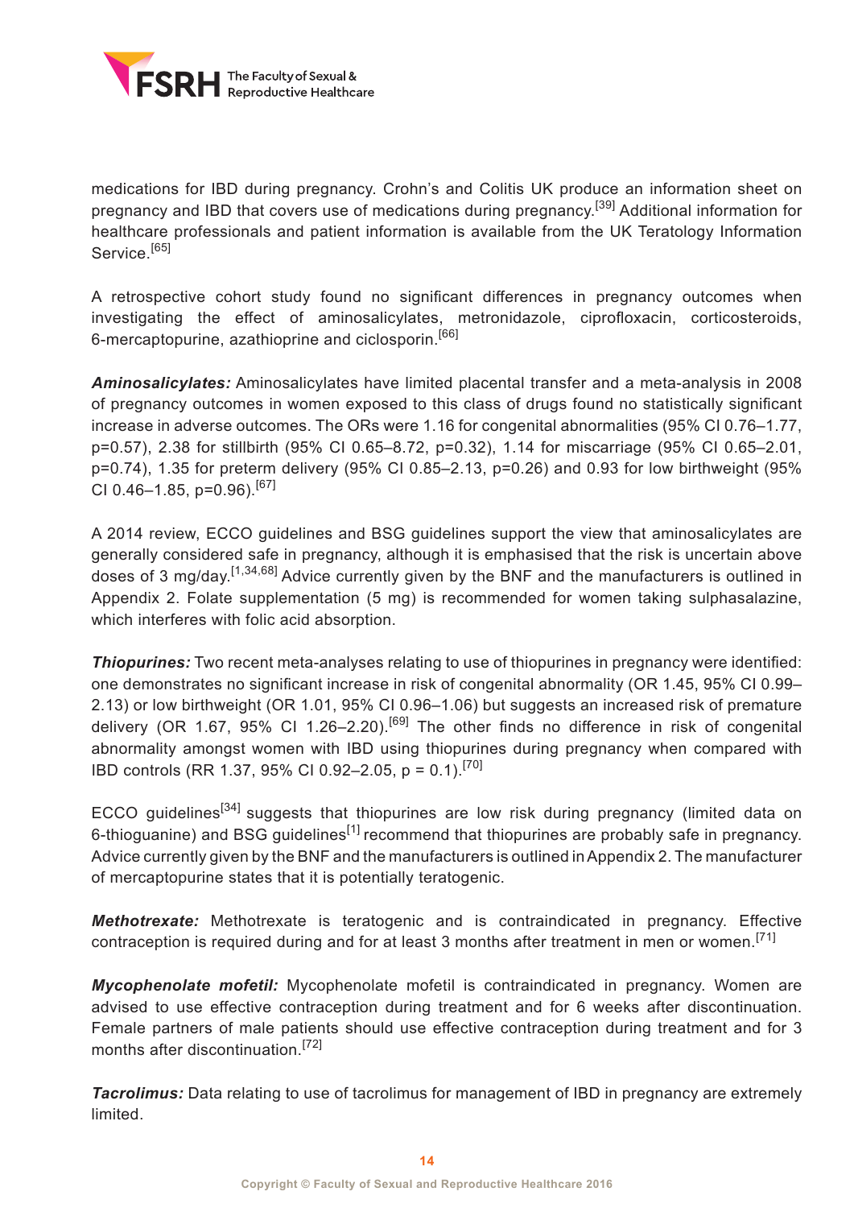medications for IBD during pregnancy. Crohn's and Colitis UK produce an information sheet on pregnancy and IBD that covers use of medications during pregnancy.[39] Additional information for healthcare professionals and patient information is available from the UK Teratology Information Service.[65]

A retrospective cohort study found no significant differences in pregnancy outcomes when investigating the effect of aminosalicylates, metronidazole, ciprofloxacin, corticosteroids, 6-mercaptopurine, azathioprine and ciclosporin.[66]

***Aminosalicylates:*** Aminosalicylates have limited placental transfer and a meta-analysis in 2008 of pregnancy outcomes in women exposed to this class of drugs found no statistically significant increase in adverse outcomes. The ORs were 1.16 for congenital abnormalities (95% CI 0.76–1.77, p=0.57), 2.38 for stillbirth (95% CI 0.65–8.72, p=0.32), 1.14 for miscarriage (95% CI 0.65–2.01, p=0.74), 1.35 for preterm delivery (95% CI 0.85–2.13, p=0.26) and 0.93 for low birthweight (95% CI 0.46–1.85, p=0.96).[67]

A 2014 review, ECCO guidelines and BSG guidelines support the view that aminosalicylates are generally considered safe in pregnancy, although it is emphasised that the risk is uncertain above doses of 3 mg/day.[1,34,68] Advice currently given by the BNF and the manufacturers is outlined in Appendix 2. Folate supplementation (5 mg) is recommended for women taking sulphasalazine, which interferes with folic acid absorption.

***Thiopurines:*** Two recent meta-analyses relating to use of thiopurines in pregnancy were identified: one demonstrates no significant increase in risk of congenital abnormality (OR 1.45, 95% CI 0.99–2.13) or low birthweight (OR 1.01, 95% CI 0.96–1.06) but suggests an increased risk of premature delivery (OR 1.67, 95% CI 1.26–2.20).[69] The other finds no difference in risk of congenital abnormality amongst women with IBD using thiopurines during pregnancy when compared with IBD controls (RR 1.37, 95% CI 0.92–2.05, p = 0.1).[70]

ECCO guidelines[34] suggests that thiopurines are low risk during pregnancy (limited data on 6-thioguanine) and BSG guidelines[1] recommend that thiopurines are probably safe in pregnancy. Advice currently given by the BNF and the manufacturers is outlined in Appendix 2. The manufacturer of mercaptopurine states that it is potentially teratogenic.

***Methotrexate:*** Methotrexate is teratogenic and is contraindicated in pregnancy. Effective contraception is required during and for at least 3 months after treatment in men or women.[71]

***Mycophenolate mofetil:*** Mycophenolate mofetil is contraindicated in pregnancy. Women are advised to use effective contraception during treatment and for 6 weeks after discontinuation. Female partners of male patients should use effective contraception during treatment and for 3 months after discontinuation.[72]

***Tacrolimus:*** Data relating to use of tacrolimus for management of IBD in pregnancy are extremely limited.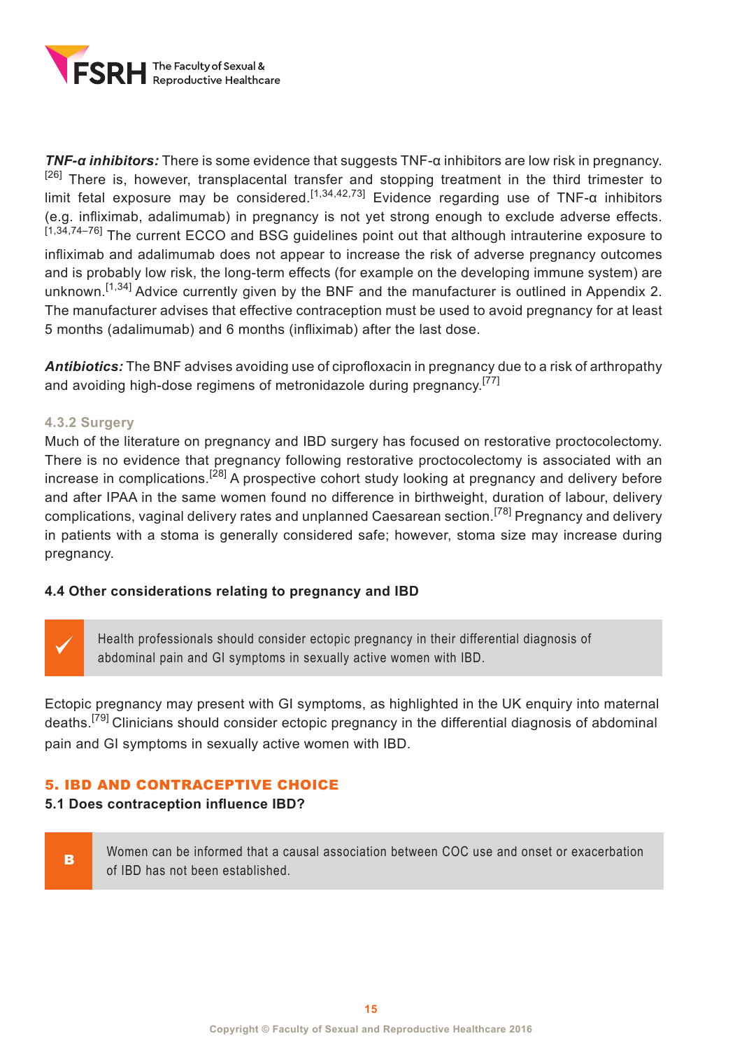***TNF-α inhibitors:*** There is some evidence that suggests TNF-α inhibitors are low risk in pregnancy.[26] There is, however, transplacental transfer and stopping treatment in the third trimester to limit fetal exposure may be considered.[1,34,42,73] Evidence regarding use of TNF-α inhibitors (e.g. infliximab, adalimumab) in pregnancy is not yet strong enough to exclude adverse effects.[1,34,74–76] The current ECCO and BSG guidelines point out that although intrauterine exposure to infliximab and adalimumab does not appear to increase the risk of adverse pregnancy outcomes and is probably low risk, the long-term effects (for example on the developing immune system) are unknown.[1,34] Advice currently given by the BNF and the manufacturer is outlined in Appendix 2. The manufacturer advises that effective contraception must be used to avoid pregnancy for at least 5 months (adalimumab) and 6 months (infliximab) after the last dose.

***Antibiotics:*** The BNF advises avoiding use of ciprofloxacin in pregnancy due to a risk of arthropathy and avoiding high-dose regimens of metronidazole during pregnancy.[77]

### 4.3.2 Surgery

Much of the literature on pregnancy and IBD surgery has focused on restorative proctocolectomy. There is no evidence that pregnancy following restorative proctocolectomy is associated with an increase in complications.[28] A prospective cohort study looking at pregnancy and delivery before and after IPAA in the same women found no difference in birthweight, duration of labour, delivery complications, vaginal delivery rates and unplanned Caesarean section.[78] Pregnancy and delivery in patients with a stoma is generally considered safe; however, stoma size may increase during pregnancy.

### 4.4 Other considerations relating to pregnancy and IBD

> ✓ Health professionals should consider ectopic pregnancy in their differential diagnosis of abdominal pain and GI symptoms in sexually active women with IBD.

Ectopic pregnancy may present with GI symptoms, as highlighted in the UK enquiry into maternal deaths.[79] Clinicians should consider ectopic pregnancy in the differential diagnosis of abdominal pain and GI symptoms in sexually active women with IBD.

## 5. IBD AND CONTRACEPTIVE CHOICE

### 5.1 Does contraception influence IBD?

> **B** Women can be informed that a causal association between COC use and onset or exacerbation of IBD has not been established.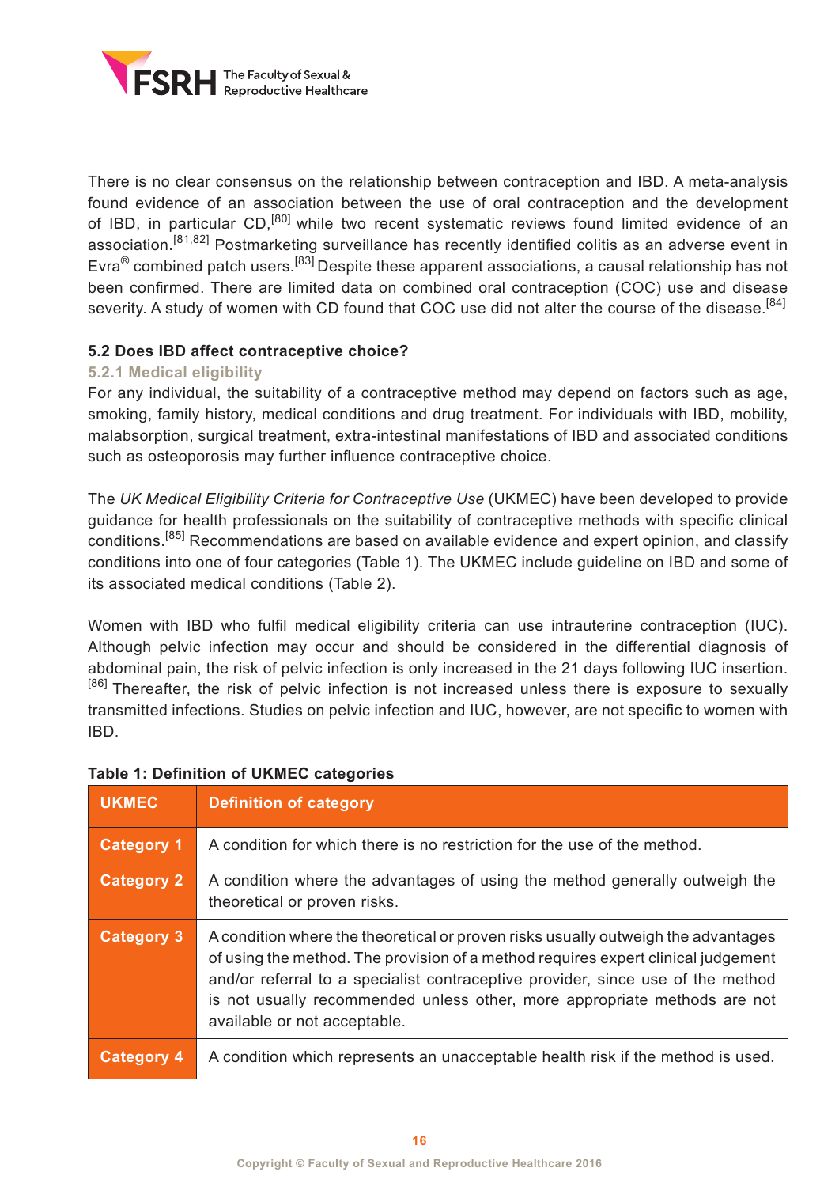There is no clear consensus on the relationship between contraception and IBD. A meta-analysis found evidence of an association between the use of oral contraception and the development of IBD, in particular CD,[80] while two recent systematic reviews found limited evidence of an association.[81,82] Postmarketing surveillance has recently identified colitis as an adverse event in Evra® combined patch users.[83] Despite these apparent associations, a causal relationship has not been confirmed. There are limited data on combined oral contraception (COC) use and disease severity. A study of women with CD found that COC use did not alter the course of the disease.[84]

### 5.2 Does IBD affect contraceptive choice?

#### 5.2.1 Medical eligibility

For any individual, the suitability of a contraceptive method may depend on factors such as age, smoking, family history, medical conditions and drug treatment. For individuals with IBD, mobility, malabsorption, surgical treatment, extra-intestinal manifestations of IBD and associated conditions such as osteoporosis may further influence contraceptive choice.

The *UK Medical Eligibility Criteria for Contraceptive Use* (UKMEC) have been developed to provide guidance for health professionals on the suitability of contraceptive methods with specific clinical conditions.[85] Recommendations are based on available evidence and expert opinion, and classify conditions into one of four categories (Table 1). The UKMEC include guideline on IBD and some of its associated medical conditions (Table 2).

Women with IBD who fulfil medical eligibility criteria can use intrauterine contraception (IUC). Although pelvic infection may occur and should be considered in the differential diagnosis of abdominal pain, the risk of pelvic infection is only increased in the 21 days following IUC insertion.[86] Thereafter, the risk of pelvic infection is not increased unless there is exposure to sexually transmitted infections. Studies on pelvic infection and IUC, however, are not specific to women with IBD.

**Table 1: Definition of UKMEC categories**

| UKMEC | Definition of category |
|---|---|
| **Category 1** | A condition for which there is no restriction for the use of the method. |
| **Category 2** | A condition where the advantages of using the method generally outweigh the theoretical or proven risks. |
| **Category 3** | A condition where the theoretical or proven risks usually outweigh the advantages of using the method. The provision of a method requires expert clinical judgement and/or referral to a specialist contraceptive provider, since use of the method is not usually recommended unless other, more appropriate methods are not available or not acceptable. |
| **Category 4** | A condition which represents an unacceptable health risk if the method is used. |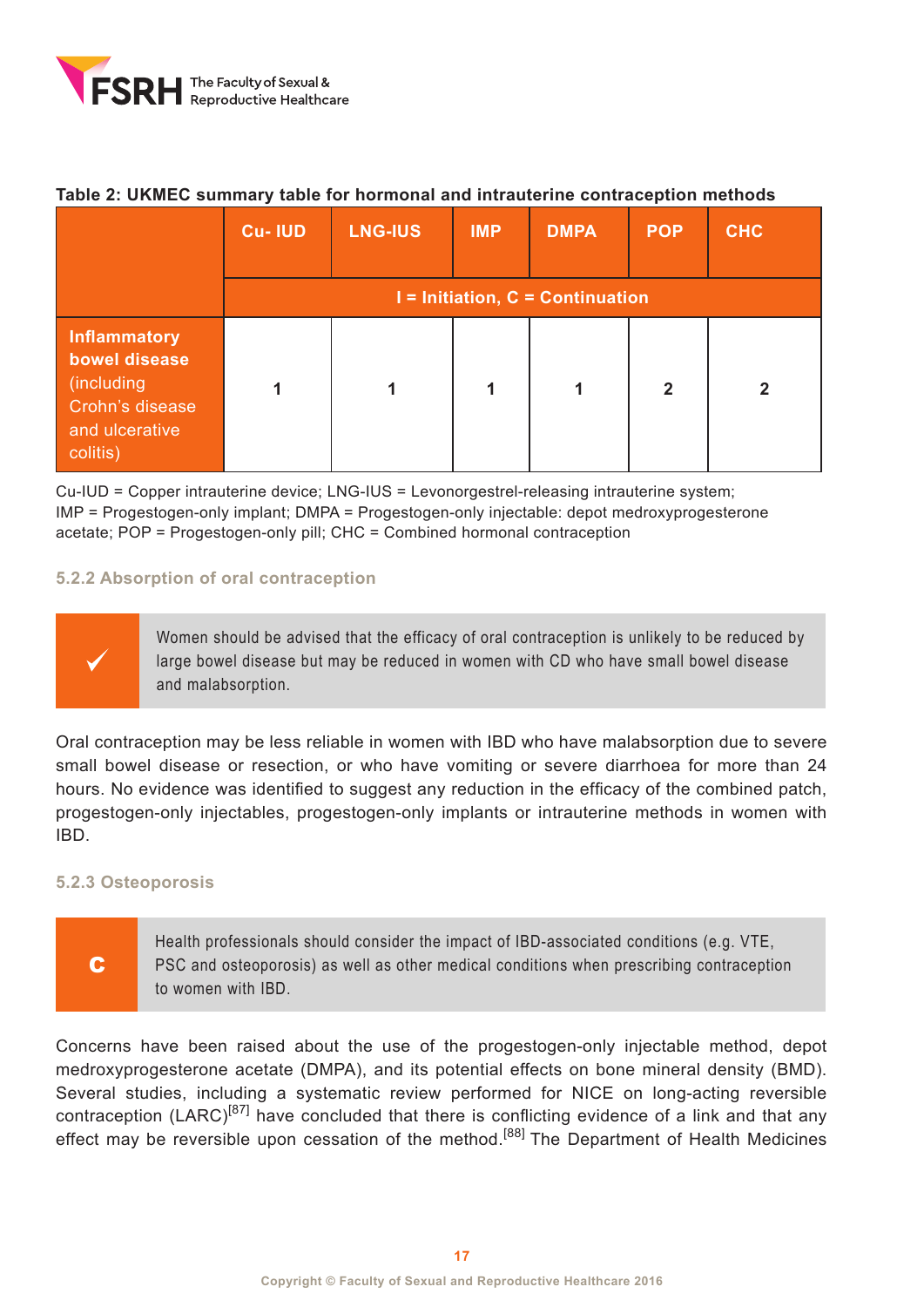**Table 2: UKMEC summary table for hormonal and intrauterine contraception methods**

| | Cu- IUD | LNG-IUS | IMP | DMPA | POP | CHC |
|---|---|---|---|---|---|---|
| | I = Initiation, C = Continuation | | | | | |
| **Inflammatory bowel disease** (including Crohn's disease and ulcerative colitis) | 1 | 1 | 1 | 1 | 2 | 2 |

Cu-IUD = Copper intrauterine device; LNG-IUS = Levonorgestrel-releasing intrauterine system; IMP = Progestogen-only implant; DMPA = Progestogen-only injectable: depot medroxyprogesterone acetate; POP = Progestogen-only pill; CHC = Combined hormonal contraception

### 5.2.2 Absorption of oral contraception

| ✓ | Women should be advised that the efficacy of oral contraception is unlikely to be reduced by large bowel disease but may be reduced in women with CD who have small bowel disease and malabsorption. |
|---|---|

Oral contraception may be less reliable in women with IBD who have malabsorption due to severe small bowel disease or resection, or who have vomiting or severe diarrhoea for more than 24 hours. No evidence was identified to suggest any reduction in the efficacy of the combined patch, progestogen-only injectables, progestogen-only implants or intrauterine methods in women with IBD.

### 5.2.3 Osteoporosis

| C | Health professionals should consider the impact of IBD-associated conditions (e.g. VTE, PSC and osteoporosis) as well as other medical conditions when prescribing contraception to women with IBD. |
|---|---|

Concerns have been raised about the use of the progestogen-only injectable method, depot medroxyprogesterone acetate (DMPA), and its potential effects on bone mineral density (BMD). Several studies, including a systematic review performed for NICE on long-acting reversible contraception (LARC)[87] have concluded that there is conflicting evidence of a link and that any effect may be reversible upon cessation of the method.[88] The Department of Health Medicines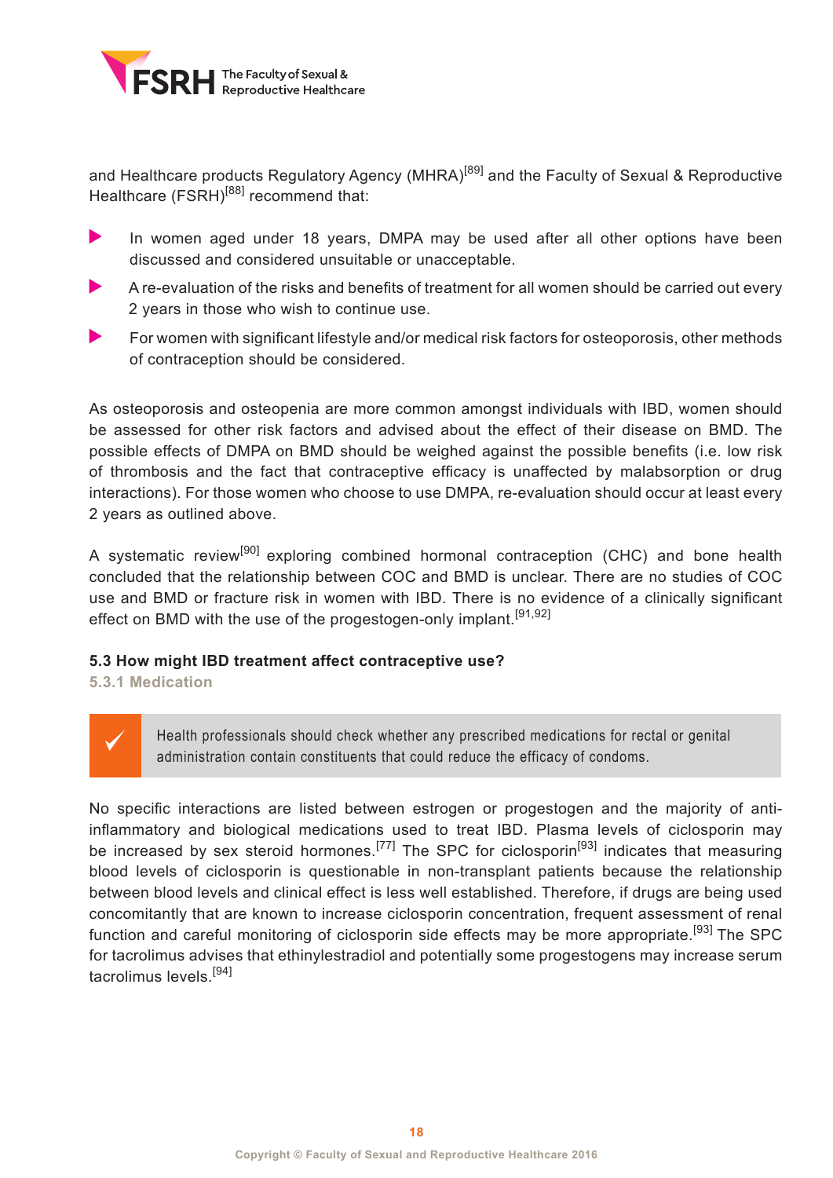and Healthcare products Regulatory Agency (MHRA)[89] and the Faculty of Sexual & Reproductive Healthcare (FSRH)[88] recommend that:

- In women aged under 18 years, DMPA may be used after all other options have been discussed and considered unsuitable or unacceptable.
- A re-evaluation of the risks and benefits of treatment for all women should be carried out every 2 years in those who wish to continue use.
- For women with significant lifestyle and/or medical risk factors for osteoporosis, other methods of contraception should be considered.

As osteoporosis and osteopenia are more common amongst individuals with IBD, women should be assessed for other risk factors and advised about the effect of their disease on BMD. The possible effects of DMPA on BMD should be weighed against the possible benefits (i.e. low risk of thrombosis and the fact that contraceptive efficacy is unaffected by malabsorption or drug interactions). For those women who choose to use DMPA, re-evaluation should occur at least every 2 years as outlined above.

A systematic review[90] exploring combined hormonal contraception (CHC) and bone health concluded that the relationship between COC and BMD is unclear. There are no studies of COC use and BMD or fracture risk in women with IBD. There is no evidence of a clinically significant effect on BMD with the use of the progestogen-only implant.[91,92]

### 5.3 How might IBD treatment affect contraceptive use?

#### 5.3.1 Medication

> ✓ Health professionals should check whether any prescribed medications for rectal or genital administration contain constituents that could reduce the efficacy of condoms.

No specific interactions are listed between estrogen or progestogen and the majority of anti-inflammatory and biological medications used to treat IBD. Plasma levels of ciclosporin may be increased by sex steroid hormones.[77] The SPC for ciclosporin[93] indicates that measuring blood levels of ciclosporin is questionable in non-transplant patients because the relationship between blood levels and clinical effect is less well established. Therefore, if drugs are being used concomitantly that are known to increase ciclosporin concentration, frequent assessment of renal function and careful monitoring of ciclosporin side effects may be more appropriate.[93] The SPC for tacrolimus advises that ethinylestradiol and potentially some progestogens may increase serum tacrolimus levels.[94]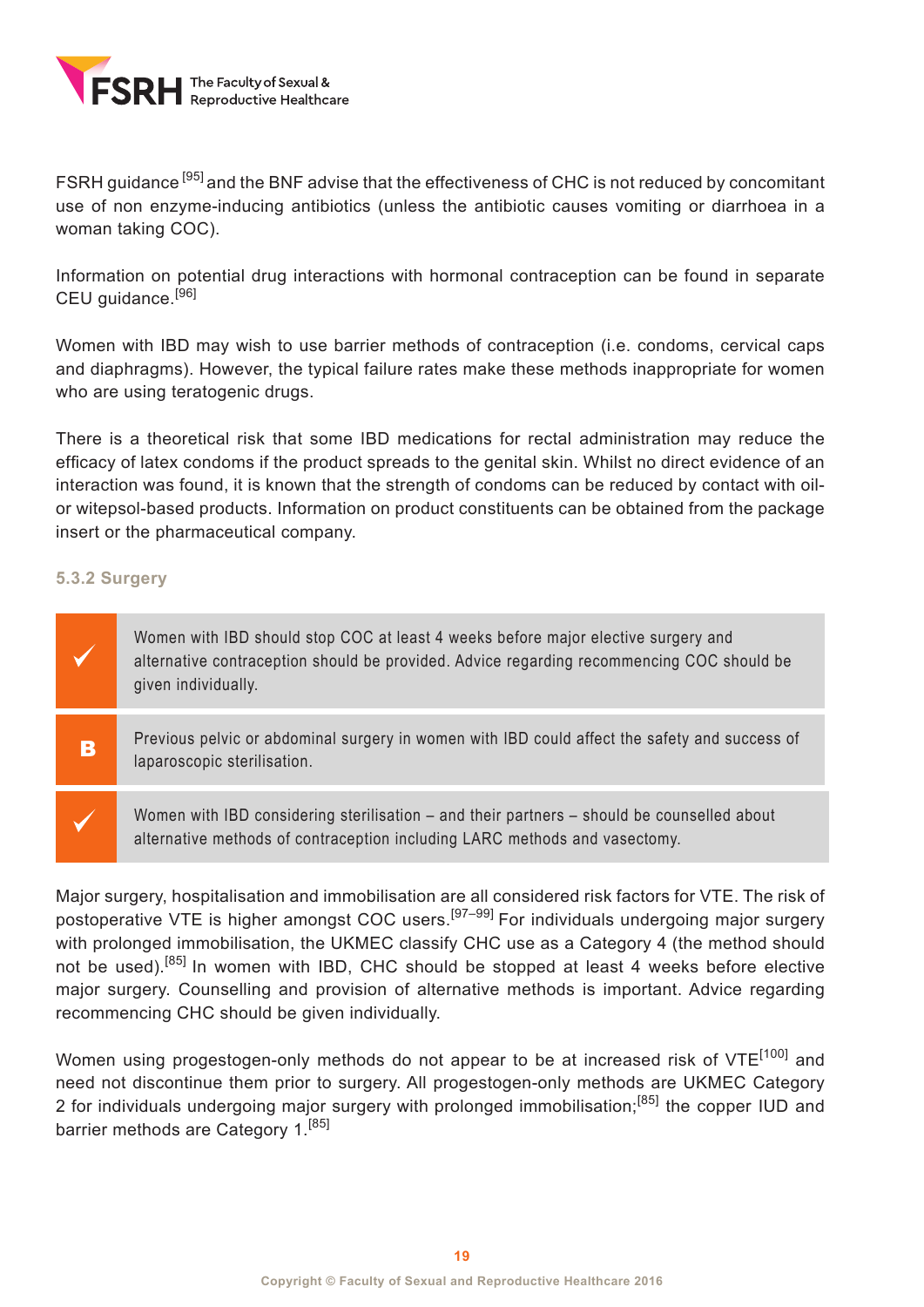FSRH guidance [95] and the BNF advise that the effectiveness of CHC is not reduced by concomitant use of non enzyme-inducing antibiotics (unless the antibiotic causes vomiting or diarrhoea in a woman taking COC).

Information on potential drug interactions with hormonal contraception can be found in separate CEU guidance.[96]

Women with IBD may wish to use barrier methods of contraception (i.e. condoms, cervical caps and diaphragms). However, the typical failure rates make these methods inappropriate for women who are using teratogenic drugs.

There is a theoretical risk that some IBD medications for rectal administration may reduce the efficacy of latex condoms if the product spreads to the genital skin. Whilst no direct evidence of an interaction was found, it is known that the strength of condoms can be reduced by contact with oil- or witepsol-based products. Information on product constituents can be obtained from the package insert or the pharmaceutical company.

### 5.3.2 Surgery

| | |
|---|---|
| ✓ | Women with IBD should stop COC at least 4 weeks before major elective surgery and alternative contraception should be provided. Advice regarding recommencing COC should be given individually. |
| **B** | Previous pelvic or abdominal surgery in women with IBD could affect the safety and success of laparoscopic sterilisation. |
| ✓ | Women with IBD considering sterilisation – and their partners – should be counselled about alternative methods of contraception including LARC methods and vasectomy. |

Major surgery, hospitalisation and immobilisation are all considered risk factors for VTE. The risk of postoperative VTE is higher amongst COC users.[97–99] For individuals undergoing major surgery with prolonged immobilisation, the UKMEC classify CHC use as a Category 4 (the method should not be used).[85] In women with IBD, CHC should be stopped at least 4 weeks before elective major surgery. Counselling and provision of alternative methods is important. Advice regarding recommencing CHC should be given individually.

Women using progestogen-only methods do not appear to be at increased risk of VTE[100] and need not discontinue them prior to surgery. All progestogen-only methods are UKMEC Category 2 for individuals undergoing major surgery with prolonged immobilisation;[85] the copper IUD and barrier methods are Category 1.[85]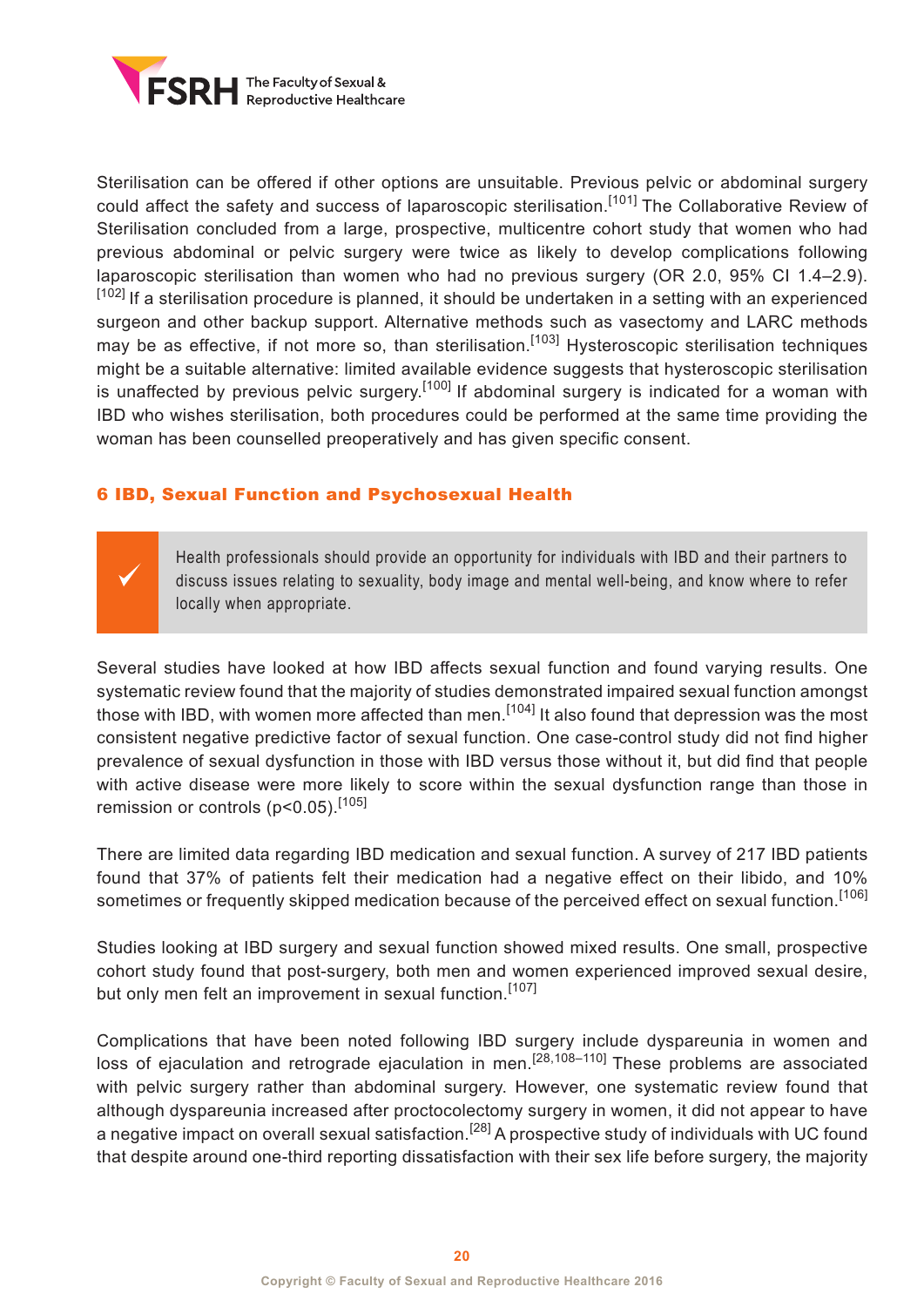Sterilisation can be offered if other options are unsuitable. Previous pelvic or abdominal surgery could affect the safety and success of laparoscopic sterilisation.[101] The Collaborative Review of Sterilisation concluded from a large, prospective, multicentre cohort study that women who had previous abdominal or pelvic surgery were twice as likely to develop complications following laparoscopic sterilisation than women who had no previous surgery (OR 2.0, 95% CI 1.4–2.9).[102] If a sterilisation procedure is planned, it should be undertaken in a setting with an experienced surgeon and other backup support. Alternative methods such as vasectomy and LARC methods may be as effective, if not more so, than sterilisation.[103] Hysteroscopic sterilisation techniques might be a suitable alternative: limited available evidence suggests that hysteroscopic sterilisation is unaffected by previous pelvic surgery.[100] If abdominal surgery is indicated for a woman with IBD who wishes sterilisation, both procedures could be performed at the same time providing the woman has been counselled preoperatively and has given specific consent.

## 6 IBD, Sexual Function and Psychosexual Health

> ✓ Health professionals should provide an opportunity for individuals with IBD and their partners to discuss issues relating to sexuality, body image and mental well-being, and know where to refer locally when appropriate.

Several studies have looked at how IBD affects sexual function and found varying results. One systematic review found that the majority of studies demonstrated impaired sexual function amongst those with IBD, with women more affected than men.[104] It also found that depression was the most consistent negative predictive factor of sexual function. One case-control study did not find higher prevalence of sexual dysfunction in those with IBD versus those without it, but did find that people with active disease were more likely to score within the sexual dysfunction range than those in remission or controls ($p<0.05$).[105]

There are limited data regarding IBD medication and sexual function. A survey of 217 IBD patients found that 37% of patients felt their medication had a negative effect on their libido, and 10% sometimes or frequently skipped medication because of the perceived effect on sexual function.[106]

Studies looking at IBD surgery and sexual function showed mixed results. One small, prospective cohort study found that post-surgery, both men and women experienced improved sexual desire, but only men felt an improvement in sexual function.[107]

Complications that have been noted following IBD surgery include dyspareunia in women and loss of ejaculation and retrograde ejaculation in men.[28,108–110] These problems are associated with pelvic surgery rather than abdominal surgery. However, one systematic review found that although dyspareunia increased after proctocolectomy surgery in women, it did not appear to have a negative impact on overall sexual satisfaction.[28] A prospective study of individuals with UC found that despite around one-third reporting dissatisfaction with their sex life before surgery, the majority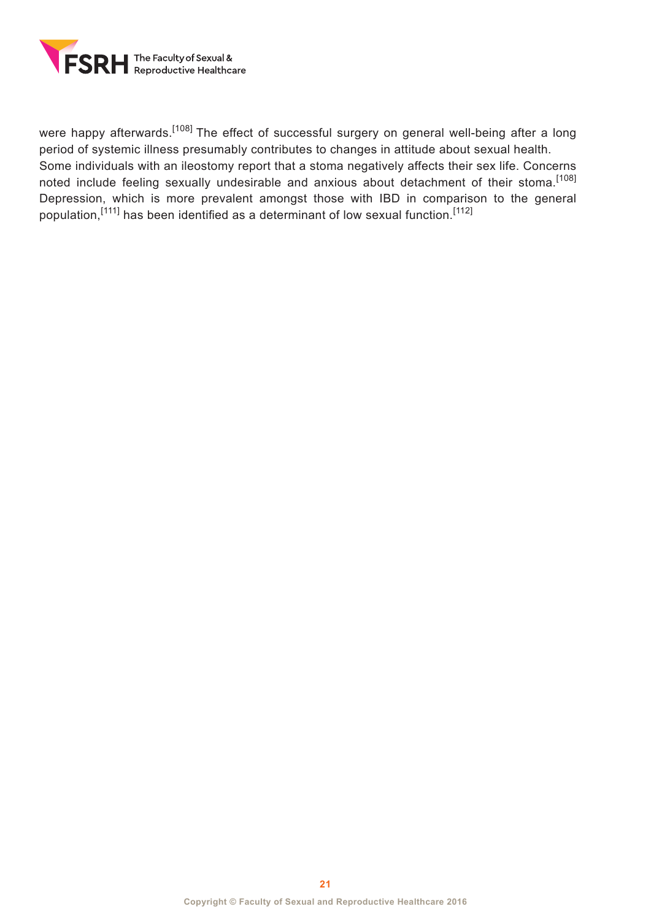were happy afterwards.[108] The effect of successful surgery on general well-being after a long period of systemic illness presumably contributes to changes in attitude about sexual health.

Some individuals with an ileostomy report that a stoma negatively affects their sex life. Concerns noted include feeling sexually undesirable and anxious about detachment of their stoma.[108] Depression, which is more prevalent amongst those with IBD in comparison to the general population,[111] has been identified as a determinant of low sexual function.[112]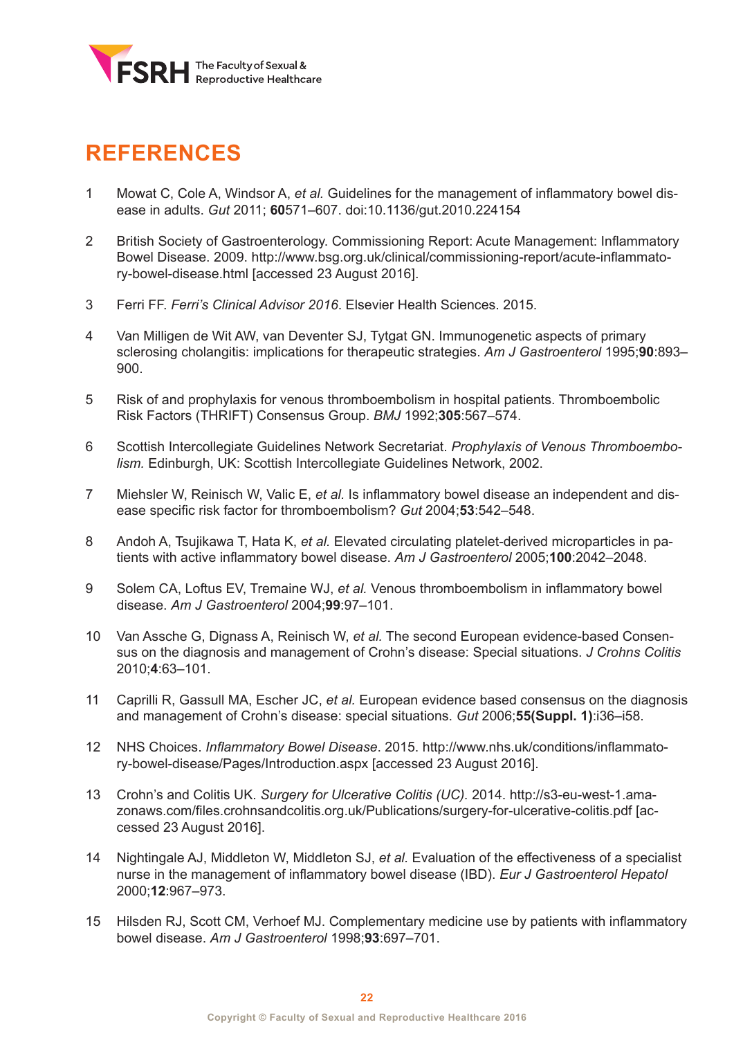# REFERENCES

1. Mowat C, Cole A, Windsor A, *et al.* Guidelines for the management of inflammatory bowel disease in adults. *Gut* 2011; **60**571–607. doi:10.1136/gut.2010.224154

2. British Society of Gastroenterology. Commissioning Report: Acute Management: Inflammatory Bowel Disease. 2009. http://www.bsg.org.uk/clinical/commissioning-report/acute-inflammatory-bowel-disease.html [accessed 23 August 2016].

3. Ferri FF. *Ferri's Clinical Advisor 2016*. Elsevier Health Sciences. 2015.

4. Van Milligen de Wit AW, van Deventer SJ, Tytgat GN. Immunogenetic aspects of primary sclerosing cholangitis: implications for therapeutic strategies. *Am J Gastroenterol* 1995;**90**:893–900.

5. Risk of and prophylaxis for venous thromboembolism in hospital patients. Thromboembolic Risk Factors (THRIFT) Consensus Group. *BMJ* 1992;**305**:567–574.

6. Scottish Intercollegiate Guidelines Network Secretariat. *Prophylaxis of Venous Thromboembolism.* Edinburgh, UK: Scottish Intercollegiate Guidelines Network, 2002.

7. Miehsler W, Reinisch W, Valic E, *et al.* Is inflammatory bowel disease an independent and disease specific risk factor for thromboembolism? *Gut* 2004;**53**:542–548.

8. Andoh A, Tsujikawa T, Hata K, *et al.* Elevated circulating platelet-derived microparticles in patients with active inflammatory bowel disease. *Am J Gastroenterol* 2005;**100**:2042–2048.

9. Solem CA, Loftus EV, Tremaine WJ, *et al.* Venous thromboembolism in inflammatory bowel disease. *Am J Gastroenterol* 2004;**99**:97–101.

10. Van Assche G, Dignass A, Reinisch W, *et al.* The second European evidence-based Consensus on the diagnosis and management of Crohn's disease: Special situations. *J Crohns Colitis* 2010;**4**:63–101.

11. Caprilli R, Gassull MA, Escher JC, *et al.* European evidence based consensus on the diagnosis and management of Crohn's disease: special situations. *Gut* 2006;**55(Suppl. 1)**:i36–i58.

12. NHS Choices. *Inflammatory Bowel Disease*. 2015. http://www.nhs.uk/conditions/inflammatory-bowel-disease/Pages/Introduction.aspx [accessed 23 August 2016].

13. Crohn's and Colitis UK. *Surgery for Ulcerative Colitis (UC).* 2014. http://s3-eu-west-1.amazonaws.com/files.crohnsandcolitis.org.uk/Publications/surgery-for-ulcerative-colitis.pdf [accessed 23 August 2016].

14. Nightingale AJ, Middleton W, Middleton SJ, *et al.* Evaluation of the effectiveness of a specialist nurse in the management of inflammatory bowel disease (IBD). *Eur J Gastroenterol Hepatol* 2000;**12**:967–973.

15. Hilsden RJ, Scott CM, Verhoef MJ. Complementary medicine use by patients with inflammatory bowel disease. *Am J Gastroenterol* 1998;**93**:697–701.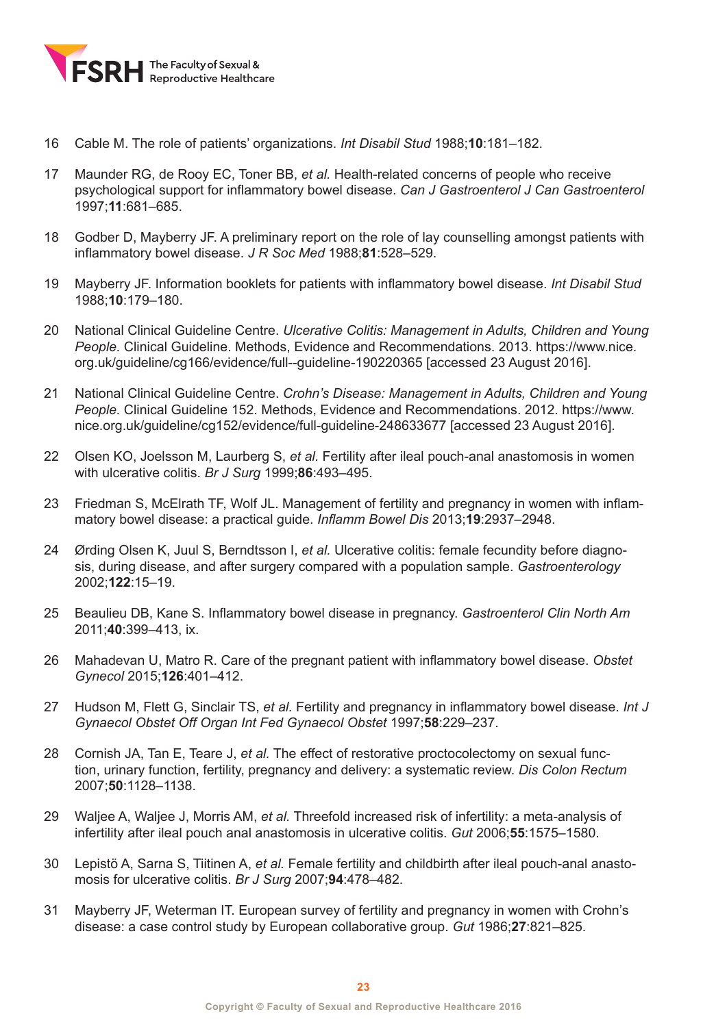16 Cable M. The role of patients' organizations. *Int Disabil Stud* 1988;**10**:181–182.

17 Maunder RG, de Rooy EC, Toner BB, *et al.* Health-related concerns of people who receive psychological support for inflammatory bowel disease. *Can J Gastroenterol J Can Gastroenterol* 1997;**11**:681–685.

18 Godber D, Mayberry JF. A preliminary report on the role of lay counselling amongst patients with inflammatory bowel disease. *J R Soc Med* 1988;**81**:528–529.

19 Mayberry JF. Information booklets for patients with inflammatory bowel disease. *Int Disabil Stud* 1988;**10**:179–180.

20 National Clinical Guideline Centre. *Ulcerative Colitis: Management in Adults, Children and Young People.* Clinical Guideline. Methods, Evidence and Recommendations. 2013. https://www.nice.org.uk/guideline/cg166/evidence/full--guideline-190220365 [accessed 23 August 2016].

21 National Clinical Guideline Centre. *Crohn's Disease: Management in Adults, Children and Young People.* Clinical Guideline 152. Methods, Evidence and Recommendations. 2012. https://www.nice.org.uk/guideline/cg152/evidence/full-guideline-248633677 [accessed 23 August 2016].

22 Olsen KO, Joelsson M, Laurberg S, *et al.* Fertility after ileal pouch-anal anastomosis in women with ulcerative colitis. *Br J Surg* 1999;**86**:493–495.

23 Friedman S, McElrath TF, Wolf JL. Management of fertility and pregnancy in women with inflammatory bowel disease: a practical guide. *Inflamm Bowel Dis* 2013;**19**:2937–2948.

24 Ørding Olsen K, Juul S, Berndtsson I, *et al.* Ulcerative colitis: female fecundity before diagnosis, during disease, and after surgery compared with a population sample. *Gastroenterology* 2002;**122**:15–19.

25 Beaulieu DB, Kane S. Inflammatory bowel disease in pregnancy. *Gastroenterol Clin North Am* 2011;**40**:399–413, ix.

26 Mahadevan U, Matro R. Care of the pregnant patient with inflammatory bowel disease. *Obstet Gynecol* 2015;**126**:401–412.

27 Hudson M, Flett G, Sinclair TS, *et al.* Fertility and pregnancy in inflammatory bowel disease. *Int J Gynaecol Obstet Off Organ Int Fed Gynaecol Obstet* 1997;**58**:229–237.

28 Cornish JA, Tan E, Teare J, *et al.* The effect of restorative proctocolectomy on sexual function, urinary function, fertility, pregnancy and delivery: a systematic review. *Dis Colon Rectum* 2007;**50**:1128–1138.

29 Waljee A, Waljee J, Morris AM, *et al.* Threefold increased risk of infertility: a meta-analysis of infertility after ileal pouch anal anastomosis in ulcerative colitis. *Gut* 2006;**55**:1575–1580.

30 Lepistö A, Sarna S, Tiitinen A, *et al.* Female fertility and childbirth after ileal pouch-anal anastomosis for ulcerative colitis. *Br J Surg* 2007;**94**:478–482.

31 Mayberry JF, Weterman IT. European survey of fertility and pregnancy in women with Crohn's disease: a case control study by European collaborative group. *Gut* 1986;**27**:821–825.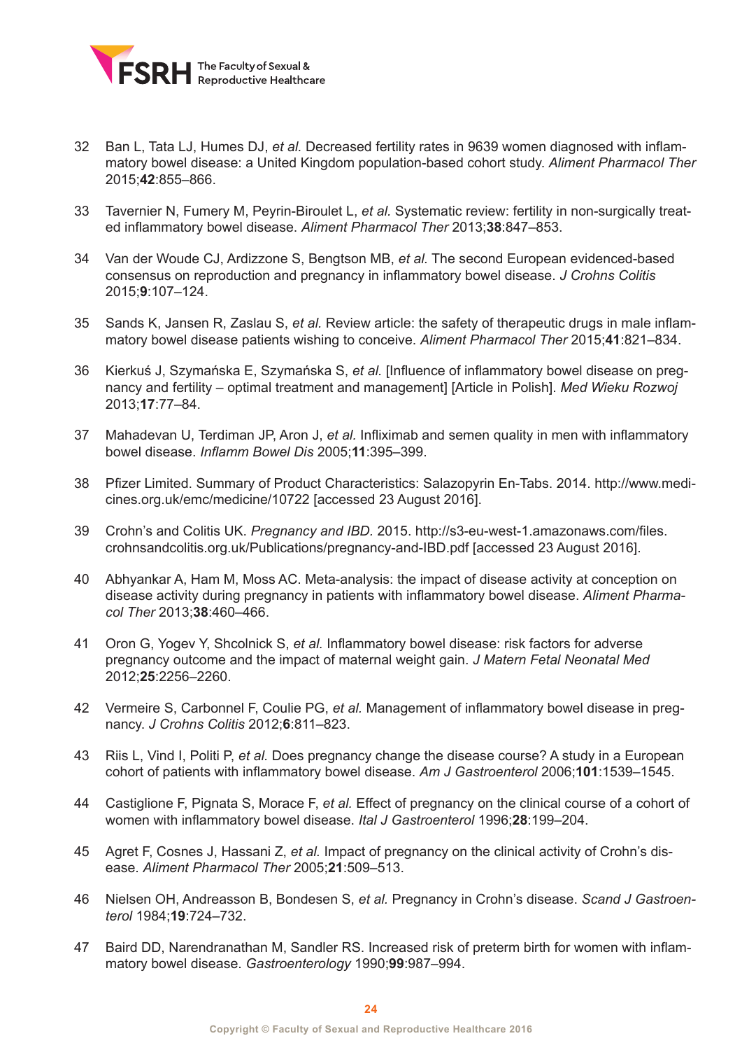32 Ban L, Tata LJ, Humes DJ, *et al.* Decreased fertility rates in 9639 women diagnosed with inflammatory bowel disease: a United Kingdom population-based cohort study. *Aliment Pharmacol Ther* 2015;**42**:855–866.

33 Tavernier N, Fumery M, Peyrin-Biroulet L, *et al.* Systematic review: fertility in non-surgically treated inflammatory bowel disease. *Aliment Pharmacol Ther* 2013;**38**:847–853.

34 Van der Woude CJ, Ardizzone S, Bengtson MB, *et al.* The second European evidenced-based consensus on reproduction and pregnancy in inflammatory bowel disease. *J Crohns Colitis* 2015;**9**:107–124.

35 Sands K, Jansen R, Zaslau S, *et al.* Review article: the safety of therapeutic drugs in male inflammatory bowel disease patients wishing to conceive. *Aliment Pharmacol Ther* 2015;**41**:821–834.

36 Kierkuś J, Szymańska E, Szymańska S, *et al.* [Influence of inflammatory bowel disease on pregnancy and fertility – optimal treatment and management] [Article in Polish]. *Med Wieku Rozwoj* 2013;**17**:77–84.

37 Mahadevan U, Terdiman JP, Aron J, *et al.* Infliximab and semen quality in men with inflammatory bowel disease. *Inflamm Bowel Dis* 2005;**11**:395–399.

38 Pfizer Limited. Summary of Product Characteristics: Salazopyrin En-Tabs. 2014. http://www.medicines.org.uk/emc/medicine/10722 [accessed 23 August 2016].

39 Crohn's and Colitis UK. *Pregnancy and IBD*. 2015. http://s3-eu-west-1.amazonaws.com/files.crohnsandcolitis.org.uk/Publications/pregnancy-and-IBD.pdf [accessed 23 August 2016].

40 Abhyankar A, Ham M, Moss AC. Meta-analysis: the impact of disease activity at conception on disease activity during pregnancy in patients with inflammatory bowel disease. *Aliment Pharmacol Ther* 2013;**38**:460–466.

41 Oron G, Yogev Y, Shcolnick S, *et al.* Inflammatory bowel disease: risk factors for adverse pregnancy outcome and the impact of maternal weight gain. *J Matern Fetal Neonatal Med* 2012;**25**:2256–2260.

42 Vermeire S, Carbonnel F, Coulie PG, *et al.* Management of inflammatory bowel disease in pregnancy. *J Crohns Colitis* 2012;**6**:811–823.

43 Riis L, Vind I, Politi P, *et al.* Does pregnancy change the disease course? A study in a European cohort of patients with inflammatory bowel disease. *Am J Gastroenterol* 2006;**101**:1539–1545.

44 Castiglione F, Pignata S, Morace F, *et al.* Effect of pregnancy on the clinical course of a cohort of women with inflammatory bowel disease. *Ital J Gastroenterol* 1996;**28**:199–204.

45 Agret F, Cosnes J, Hassani Z, *et al.* Impact of pregnancy on the clinical activity of Crohn's disease. *Aliment Pharmacol Ther* 2005;**21**:509–513.

46 Nielsen OH, Andreasson B, Bondesen S, *et al.* Pregnancy in Crohn's disease. *Scand J Gastroenterol* 1984;**19**:724–732.

47 Baird DD, Narendranathan M, Sandler RS. Increased risk of preterm birth for women with inflammatory bowel disease. *Gastroenterology* 1990;**99**:987–994.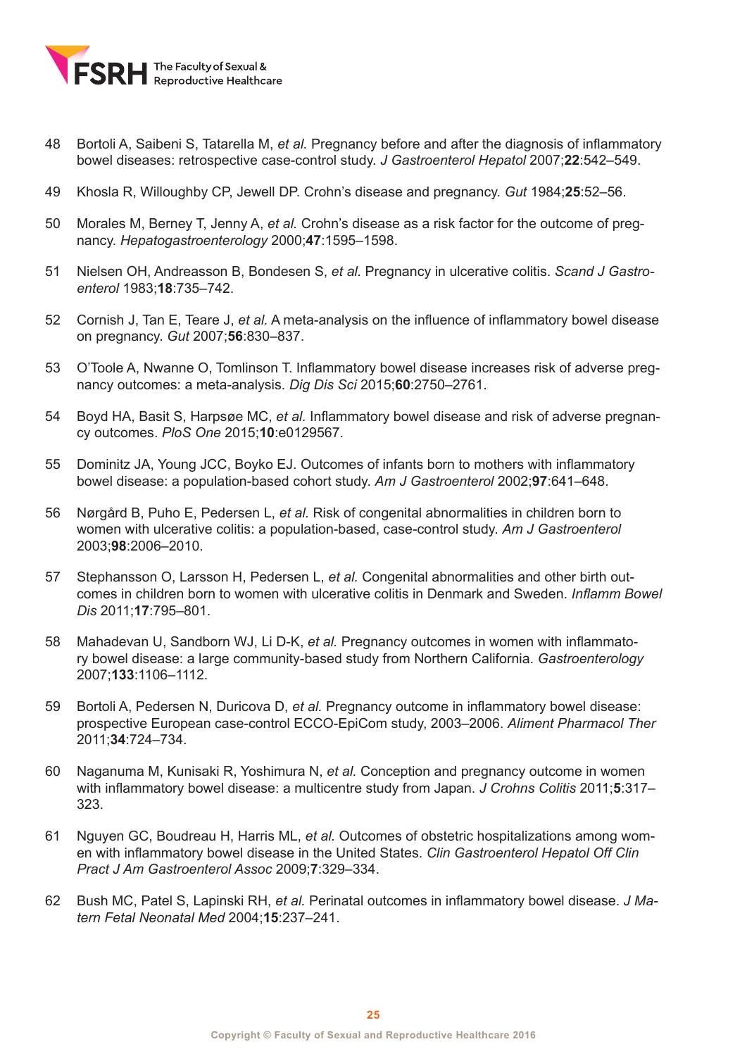48 Bortoli A, Saibeni S, Tatarella M, *et al.* Pregnancy before and after the diagnosis of inflammatory bowel diseases: retrospective case-control study. *J Gastroenterol Hepatol* 2007;**22**:542–549.

49 Khosla R, Willoughby CP, Jewell DP. Crohn's disease and pregnancy. *Gut* 1984;**25**:52–56.

50 Morales M, Berney T, Jenny A, *et al.* Crohn's disease as a risk factor for the outcome of pregnancy. *Hepatogastroenterology* 2000;**47**:1595–1598.

51 Nielsen OH, Andreasson B, Bondesen S, *et al.* Pregnancy in ulcerative colitis. *Scand J Gastroenterol* 1983;**18**:735–742.

52 Cornish J, Tan E, Teare J, *et al.* A meta-analysis on the influence of inflammatory bowel disease on pregnancy. *Gut* 2007;**56**:830–837.

53 O'Toole A, Nwanne O, Tomlinson T. Inflammatory bowel disease increases risk of adverse pregnancy outcomes: a meta-analysis. *Dig Dis Sci* 2015;**60**:2750–2761.

54 Boyd HA, Basit S, Harpsøe MC, *et al.* Inflammatory bowel disease and risk of adverse pregnancy outcomes. *PloS One* 2015;**10**:e0129567.

55 Dominitz JA, Young JCC, Boyko EJ. Outcomes of infants born to mothers with inflammatory bowel disease: a population-based cohort study. *Am J Gastroenterol* 2002;**97**:641–648.

56 Nørgård B, Puho E, Pedersen L, *et al.* Risk of congenital abnormalities in children born to women with ulcerative colitis: a population-based, case-control study. *Am J Gastroenterol* 2003;**98**:2006–2010.

57 Stephansson O, Larsson H, Pedersen L, *et al.* Congenital abnormalities and other birth outcomes in children born to women with ulcerative colitis in Denmark and Sweden. *Inflamm Bowel Dis* 2011;**17**:795–801.

58 Mahadevan U, Sandborn WJ, Li D-K, *et al.* Pregnancy outcomes in women with inflammatory bowel disease: a large community-based study from Northern California. *Gastroenterology* 2007;**133**:1106–1112.

59 Bortoli A, Pedersen N, Duricova D, *et al.* Pregnancy outcome in inflammatory bowel disease: prospective European case-control ECCO-EpiCom study, 2003–2006. *Aliment Pharmacol Ther* 2011;**34**:724–734.

60 Naganuma M, Kunisaki R, Yoshimura N, *et al.* Conception and pregnancy outcome in women with inflammatory bowel disease: a multicentre study from Japan. *J Crohns Colitis* 2011;**5**:317–323.

61 Nguyen GC, Boudreau H, Harris ML, *et al.* Outcomes of obstetric hospitalizations among women with inflammatory bowel disease in the United States. *Clin Gastroenterol Hepatol Off Clin Pract J Am Gastroenterol Assoc* 2009;**7**:329–334.

62 Bush MC, Patel S, Lapinski RH, *et al.* Perinatal outcomes in inflammatory bowel disease. *J Matern Fetal Neonatal Med* 2004;**15**:237–241.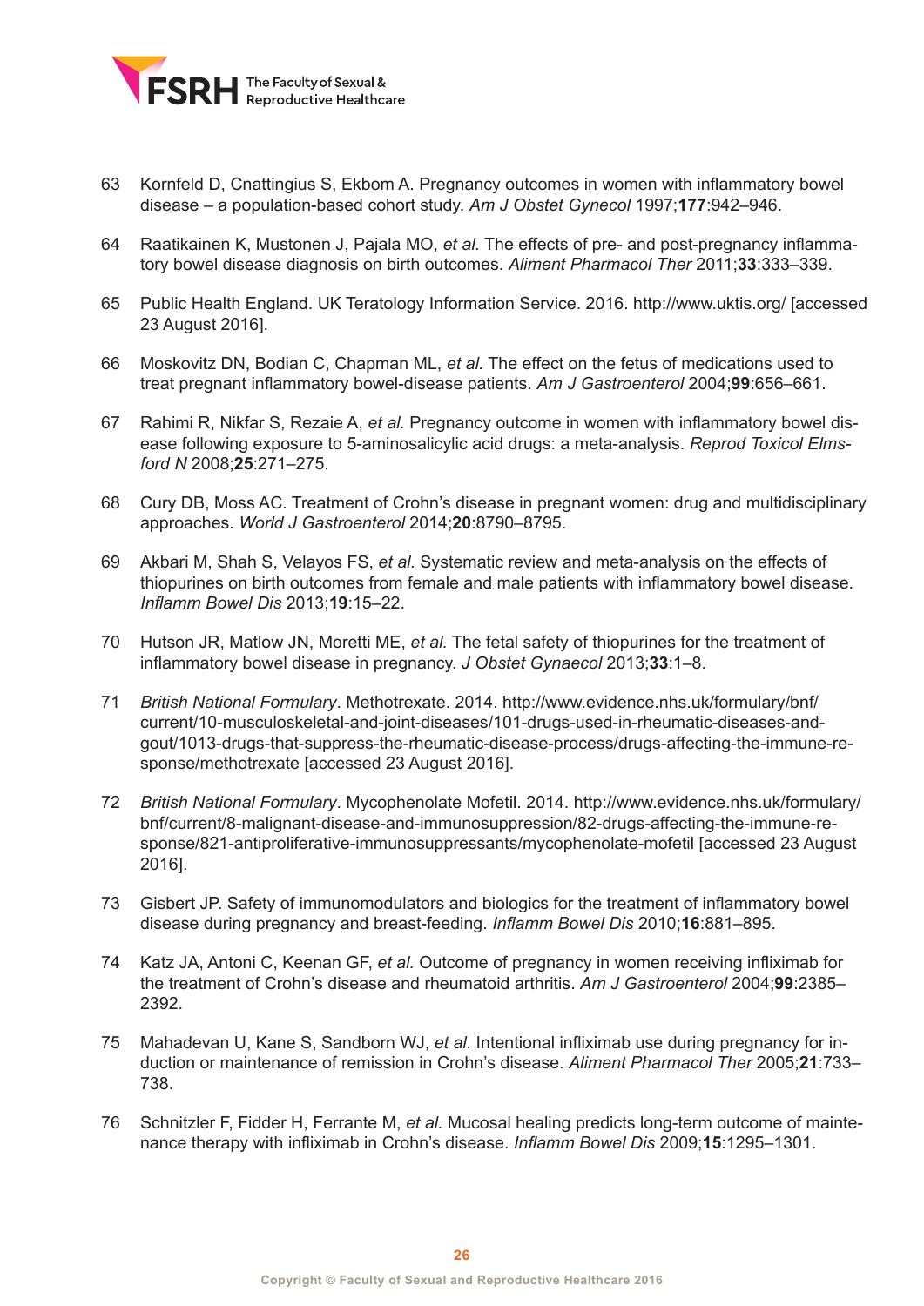63 Kornfeld D, Cnattingius S, Ekbom A. Pregnancy outcomes in women with inflammatory bowel disease – a population-based cohort study. *Am J Obstet Gynecol* 1997;**177**:942–946.

64 Raatikainen K, Mustonen J, Pajala MO, *et al.* The effects of pre- and post-pregnancy inflammatory bowel disease diagnosis on birth outcomes. *Aliment Pharmacol Ther* 2011;**33**:333–339.

65 Public Health England. UK Teratology Information Service. 2016. http://www.uktis.org/ [accessed 23 August 2016].

66 Moskovitz DN, Bodian C, Chapman ML, *et al.* The effect on the fetus of medications used to treat pregnant inflammatory bowel-disease patients. *Am J Gastroenterol* 2004;**99**:656–661.

67 Rahimi R, Nikfar S, Rezaie A, *et al.* Pregnancy outcome in women with inflammatory bowel disease following exposure to 5-aminosalicylic acid drugs: a meta-analysis. *Reprod Toxicol Elmsford N* 2008;**25**:271–275.

68 Cury DB, Moss AC. Treatment of Crohn's disease in pregnant women: drug and multidisciplinary approaches. *World J Gastroenterol* 2014;**20**:8790–8795.

69 Akbari M, Shah S, Velayos FS, *et al.* Systematic review and meta-analysis on the effects of thiopurines on birth outcomes from female and male patients with inflammatory bowel disease. *Inflamm Bowel Dis* 2013;**19**:15–22.

70 Hutson JR, Matlow JN, Moretti ME, *et al.* The fetal safety of thiopurines for the treatment of inflammatory bowel disease in pregnancy. *J Obstet Gynaecol* 2013;**33**:1–8.

71 *British National Formulary*. Methotrexate. 2014. http://www.evidence.nhs.uk/formulary/bnf/current/10-musculoskeletal-and-joint-diseases/101-drugs-used-in-rheumatic-diseases-and-gout/1013-drugs-that-suppress-the-rheumatic-disease-process/drugs-affecting-the-immune-response/methotrexate [accessed 23 August 2016].

72 *British National Formulary*. Mycophenolate Mofetil. 2014. http://www.evidence.nhs.uk/formulary/bnf/current/8-malignant-disease-and-immunosuppression/82-drugs-affecting-the-immune-response/821-antiproliferative-immunosuppressants/mycophenolate-mofetil [accessed 23 August 2016].

73 Gisbert JP. Safety of immunomodulators and biologics for the treatment of inflammatory bowel disease during pregnancy and breast-feeding. *Inflamm Bowel Dis* 2010;**16**:881–895.

74 Katz JA, Antoni C, Keenan GF, *et al.* Outcome of pregnancy in women receiving infliximab for the treatment of Crohn's disease and rheumatoid arthritis. *Am J Gastroenterol* 2004;**99**:2385–2392.

75 Mahadevan U, Kane S, Sandborn WJ, *et al.* Intentional infliximab use during pregnancy for induction or maintenance of remission in Crohn's disease. *Aliment Pharmacol Ther* 2005;**21**:733–738.

76 Schnitzler F, Fidder H, Ferrante M, *et al.* Mucosal healing predicts long-term outcome of maintenance therapy with infliximab in Crohn's disease. *Inflamm Bowel Dis* 2009;**15**:1295–1301.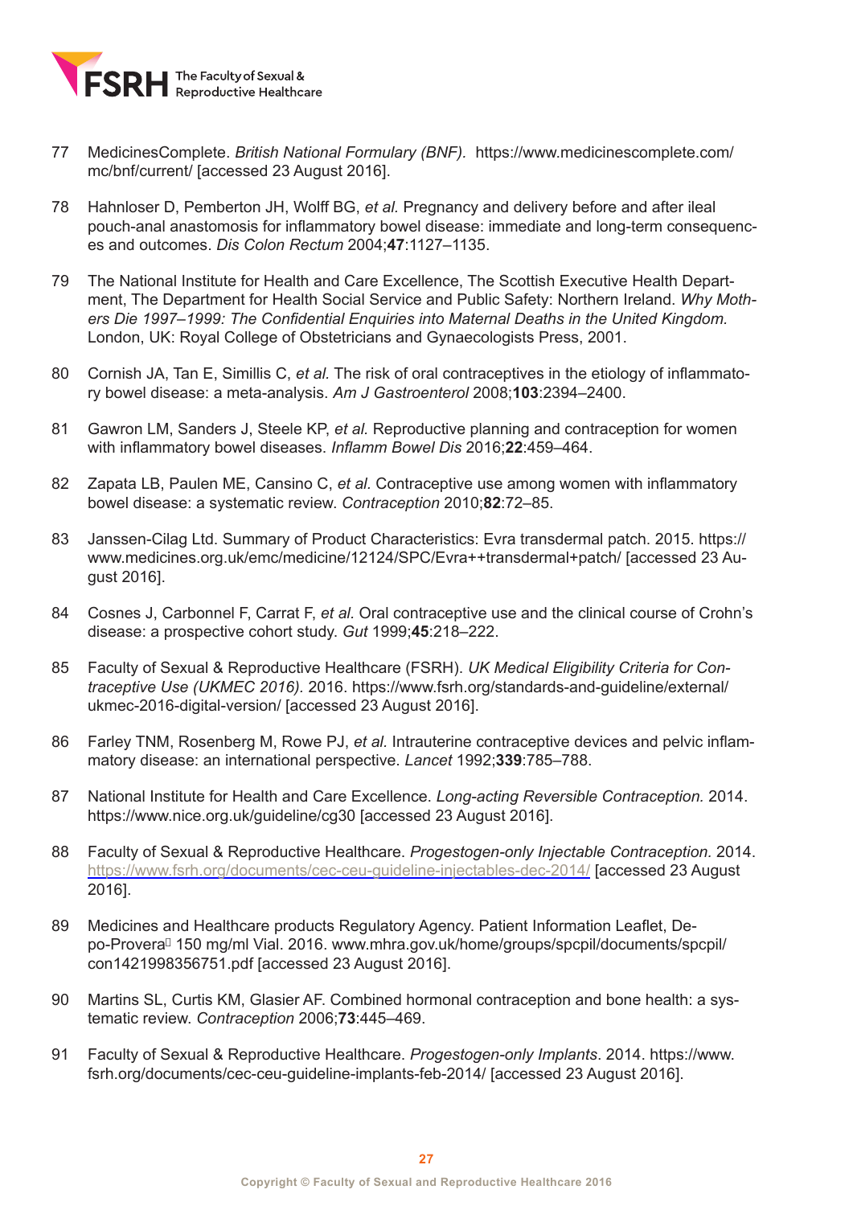77 MedicinesComplete. *British National Formulary (BNF).* https://www.medicinescomplete.com/mc/bnf/current/ [accessed 23 August 2016].

78 Hahnloser D, Pemberton JH, Wolff BG, *et al.* Pregnancy and delivery before and after ileal pouch-anal anastomosis for inflammatory bowel disease: immediate and long-term consequences and outcomes. *Dis Colon Rectum* 2004;**47**:1127–1135.

79 The National Institute for Health and Care Excellence, The Scottish Executive Health Department, The Department for Health Social Service and Public Safety: Northern Ireland. *Why Mothers Die 1997–1999: The Confidential Enquiries into Maternal Deaths in the United Kingdom.* London, UK: Royal College of Obstetricians and Gynaecologists Press, 2001.

80 Cornish JA, Tan E, Simillis C, *et al.* The risk of oral contraceptives in the etiology of inflammatory bowel disease: a meta-analysis. *Am J Gastroenterol* 2008;**103**:2394–2400.

81 Gawron LM, Sanders J, Steele KP, *et al.* Reproductive planning and contraception for women with inflammatory bowel diseases. *Inflamm Bowel Dis* 2016;**22**:459–464.

82 Zapata LB, Paulen ME, Cansino C, *et al.* Contraceptive use among women with inflammatory bowel disease: a systematic review. *Contraception* 2010;**82**:72–85.

83 Janssen-Cilag Ltd. Summary of Product Characteristics: Evra transdermal patch. 2015. https://www.medicines.org.uk/emc/medicine/12124/SPC/Evra++transdermal+patch/ [accessed 23 August 2016].

84 Cosnes J, Carbonnel F, Carrat F, *et al.* Oral contraceptive use and the clinical course of Crohn's disease: a prospective cohort study. *Gut* 1999;**45**:218–222.

85 Faculty of Sexual & Reproductive Healthcare (FSRH). *UK Medical Eligibility Criteria for Contraceptive Use (UKMEC 2016).* 2016. https://www.fsrh.org/standards-and-guideline/external/ukmec-2016-digital-version/ [accessed 23 August 2016].

86 Farley TNM, Rosenberg M, Rowe PJ, *et al.* Intrauterine contraceptive devices and pelvic inflammatory disease: an international perspective. *Lancet* 1992;**339**:785–788.

87 National Institute for Health and Care Excellence. *Long-acting Reversible Contraception.* 2014. https://www.nice.org.uk/guideline/cg30 [accessed 23 August 2016].

88 Faculty of Sexual & Reproductive Healthcare. *Progestogen-only Injectable Contraception.* 2014. https://www.fsrh.org/documents/cec-ceu-guideline-injectables-dec-2014/ [accessed 23 August 2016].

89 Medicines and Healthcare products Regulatory Agency. Patient Information Leaflet, Depo-Provera® 150 mg/ml Vial. 2016. www.mhra.gov.uk/home/groups/spcpil/documents/spcpil/con1421998356751.pdf [accessed 23 August 2016].

90 Martins SL, Curtis KM, Glasier AF. Combined hormonal contraception and bone health: a systematic review. *Contraception* 2006;**73**:445–469.

91 Faculty of Sexual & Reproductive Healthcare. *Progestogen-only Implants*. 2014. https://www.fsrh.org/documents/cec-ceu-guideline-implants-feb-2014/ [accessed 23 August 2016].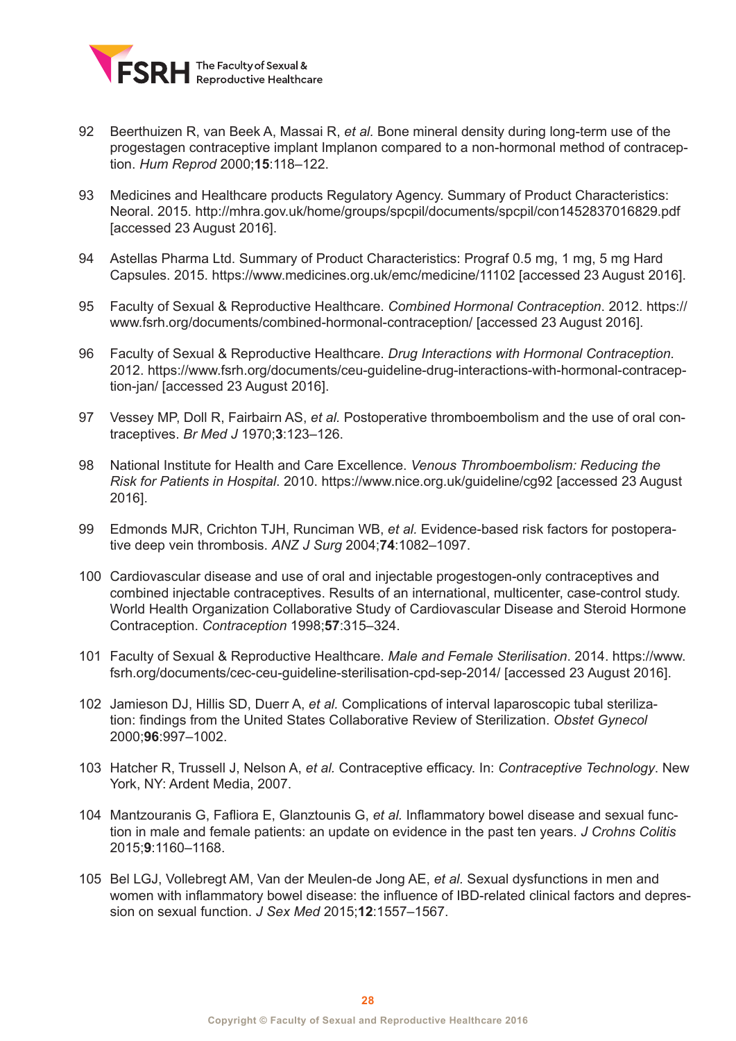92 Beerthuizen R, van Beek A, Massai R, *et al.* Bone mineral density during long-term use of the progestagen contraceptive implant Implanon compared to a non-hormonal method of contraception. *Hum Reprod* 2000;**15**:118–122.

93 Medicines and Healthcare products Regulatory Agency. Summary of Product Characteristics: Neoral. 2015. http://mhra.gov.uk/home/groups/spcpil/documents/spcpil/con1452837016829.pdf [accessed 23 August 2016].

94 Astellas Pharma Ltd. Summary of Product Characteristics: Prograf 0.5 mg, 1 mg, 5 mg Hard Capsules. 2015. https://www.medicines.org.uk/emc/medicine/11102 [accessed 23 August 2016].

95 Faculty of Sexual & Reproductive Healthcare. *Combined Hormonal Contraception*. 2012. https://www.fsrh.org/documents/combined-hormonal-contraception/ [accessed 23 August 2016].

96 Faculty of Sexual & Reproductive Healthcare. *Drug Interactions with Hormonal Contraception.* 2012. https://www.fsrh.org/documents/ceu-guideline-drug-interactions-with-hormonal-contraception-jan/ [accessed 23 August 2016].

97 Vessey MP, Doll R, Fairbairn AS, *et al.* Postoperative thromboembolism and the use of oral contraceptives. *Br Med J* 1970;**3**:123–126.

98 National Institute for Health and Care Excellence. *Venous Thromboembolism: Reducing the Risk for Patients in Hospital*. 2010. https://www.nice.org.uk/guideline/cg92 [accessed 23 August 2016].

99 Edmonds MJR, Crichton TJH, Runciman WB, *et al.* Evidence-based risk factors for postoperative deep vein thrombosis. *ANZ J Surg* 2004;**74**:1082–1097.

100 Cardiovascular disease and use of oral and injectable progestogen-only contraceptives and combined injectable contraceptives. Results of an international, multicenter, case-control study. World Health Organization Collaborative Study of Cardiovascular Disease and Steroid Hormone Contraception. *Contraception* 1998;**57**:315–324.

101 Faculty of Sexual & Reproductive Healthcare. *Male and Female Sterilisation*. 2014. https://www.fsrh.org/documents/cec-ceu-guideline-sterilisation-cpd-sep-2014/ [accessed 23 August 2016].

102 Jamieson DJ, Hillis SD, Duerr A, *et al.* Complications of interval laparoscopic tubal sterilization: findings from the United States Collaborative Review of Sterilization. *Obstet Gynecol* 2000;**96**:997–1002.

103 Hatcher R, Trussell J, Nelson A, *et al.* Contraceptive efficacy. In: *Contraceptive Technology*. New York, NY: Ardent Media, 2007.

104 Mantzouranis G, Fafliora E, Glanztounis G, *et al.* Inflammatory bowel disease and sexual function in male and female patients: an update on evidence in the past ten years. *J Crohns Colitis* 2015;**9**:1160–1168.

105 Bel LGJ, Vollebregt AM, Van der Meulen-de Jong AE, *et al.* Sexual dysfunctions in men and women with inflammatory bowel disease: the influence of IBD-related clinical factors and depression on sexual function. *J Sex Med* 2015;**12**:1557–1567.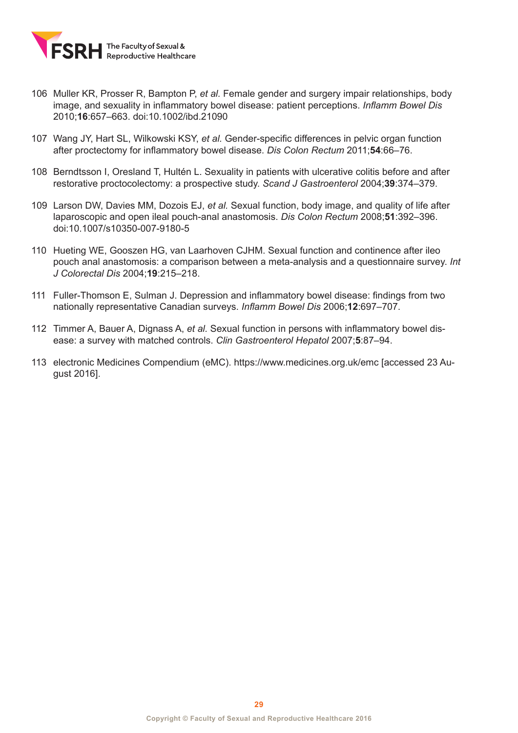106 Muller KR, Prosser R, Bampton P, *et al.* Female gender and surgery impair relationships, body image, and sexuality in inflammatory bowel disease: patient perceptions. *Inflamm Bowel Dis* 2010;**16**:657–663. doi:10.1002/ibd.21090

107 Wang JY, Hart SL, Wilkowski KSY, *et al.* Gender-specific differences in pelvic organ function after proctectomy for inflammatory bowel disease. *Dis Colon Rectum* 2011;**54**:66–76.

108 Berndtsson I, Oresland T, Hultén L. Sexuality in patients with ulcerative colitis before and after restorative proctocolectomy: a prospective study. *Scand J Gastroenterol* 2004;**39**:374–379.

109 Larson DW, Davies MM, Dozois EJ, *et al.* Sexual function, body image, and quality of life after laparoscopic and open ileal pouch-anal anastomosis. *Dis Colon Rectum* 2008;**51**:392–396. doi:10.1007/s10350-007-9180-5

110 Hueting WE, Gooszen HG, van Laarhoven CJHM. Sexual function and continence after ileo pouch anal anastomosis: a comparison between a meta-analysis and a questionnaire survey. *Int J Colorectal Dis* 2004;**19**:215–218.

111 Fuller-Thomson E, Sulman J. Depression and inflammatory bowel disease: findings from two nationally representative Canadian surveys. *Inflamm Bowel Dis* 2006;**12**:697–707.

112 Timmer A, Bauer A, Dignass A, *et al.* Sexual function in persons with inflammatory bowel disease: a survey with matched controls. *Clin Gastroenterol Hepatol* 2007;**5**:87–94.

113 electronic Medicines Compendium (eMC). https://www.medicines.org.uk/emc [accessed 23 August 2016].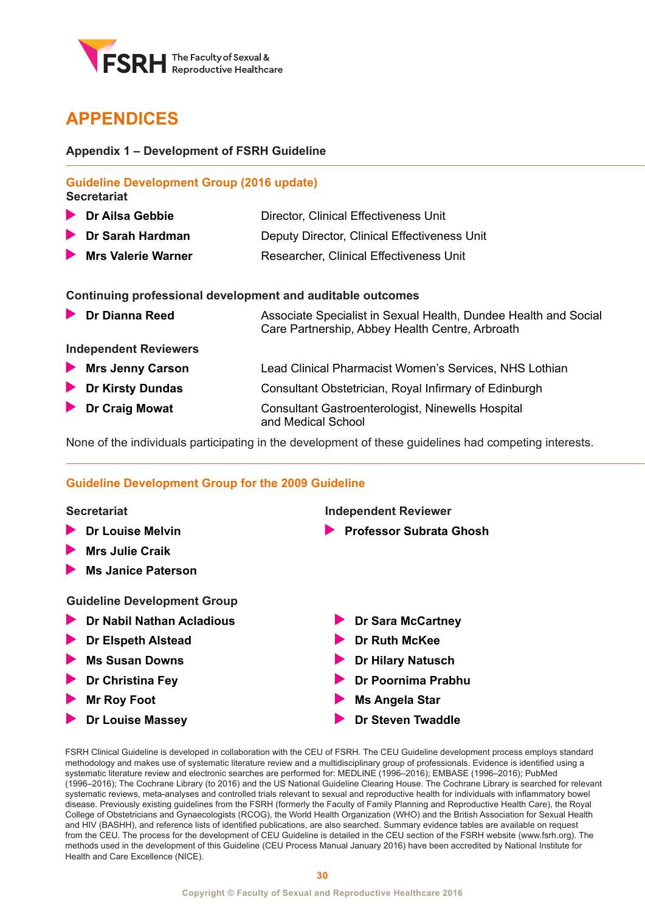# APPENDICES

## Appendix 1 – Development of FSRH Guideline

### Guideline Development Group (2016 update)

**Secretariat**

- **Dr Ailsa Gebbie** — Director, Clinical Effectiveness Unit
- **Dr Sarah Hardman** — Deputy Director, Clinical Effectiveness Unit
- **Mrs Valerie Warner** — Researcher, Clinical Effectiveness Unit

**Continuing professional development and auditable outcomes**

- **Dr Dianna Reed** — Associate Specialist in Sexual Health, Dundee Health and Social Care Partnership, Abbey Health Centre, Arbroath

**Independent Reviewers**

- **Mrs Jenny Carson** — Lead Clinical Pharmacist Women's Services, NHS Lothian
- **Dr Kirsty Dundas** — Consultant Obstetrician, Royal Infirmary of Edinburgh
- **Dr Craig Mowat** — Consultant Gastroenterologist, Ninewells Hospital and Medical School

None of the individuals participating in the development of these guidelines had competing interests.

### Guideline Development Group for the 2009 Guideline

**Secretariat**

- **Dr Louise Melvin**
- **Mrs Julie Craik**
- **Ms Janice Paterson**

**Independent Reviewer**

- **Professor Subrata Ghosh**

**Guideline Development Group**

- **Dr Nabil Nathan Acladious**
- **Dr Elspeth Alstead**
- **Ms Susan Downs**
- **Dr Christina Fey**
- **Mr Roy Foot**
- **Dr Louise Massey**
- **Dr Sara McCartney**
- **Dr Ruth McKee**
- **Dr Hilary Natusch**
- **Dr Poornima Prabhu**
- **Ms Angela Star**
- **Dr Steven Twaddle**

FSRH Clinical Guideline is developed in collaboration with the CEU of FSRH. The CEU Guideline development process employs standard methodology and makes use of systematic literature review and a multidisciplinary group of professionals. Evidence is identified using a systematic literature review and electronic searches are performed for: MEDLINE (1996–2016); EMBASE (1996–2016); PubMed (1996–2016); The Cochrane Library (to 2016) and the US National Guideline Clearing House. The Cochrane Library is searched for relevant systematic reviews, meta-analyses and controlled trials relevant to sexual and reproductive health for individuals with inflammatory bowel disease. Previously existing guidelines from the FSRH (formerly the Faculty of Family Planning and Reproductive Health Care), the Royal College of Obstetricians and Gynaecologists (RCOG), the World Health Organization (WHO) and the British Association for Sexual Health and HIV (BASHH), and reference lists of identified publications, are also searched. Summary evidence tables are available on request from the CEU. The process for the development of CEU Guideline is detailed in the CEU section of the FSRH website (www.fsrh.org). The methods used in the development of this Guideline (CEU Process Manual January 2016) have been accredited by National Institute for Health and Care Excellence (NICE).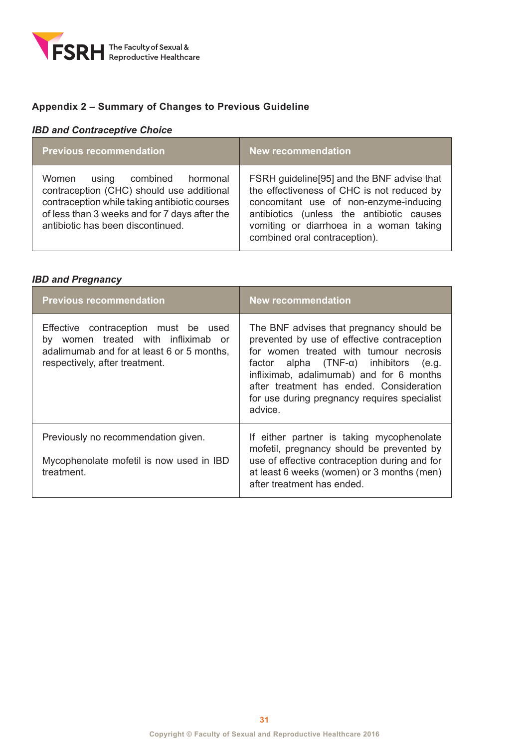## Appendix 2 – Summary of Changes to Previous Guideline

### *IBD and Contraceptive Choice*

| Previous recommendation | New recommendation |
|---|---|
| Women using combined hormonal contraception (CHC) should use additional contraception while taking antibiotic courses of less than 3 weeks and for 7 days after the antibiotic has been discontinued. | FSRH guideline[95] and the BNF advise that the effectiveness of CHC is not reduced by concomitant use of non-enzyme-inducing antibiotics (unless the antibiotic causes vomiting or diarrhoea in a woman taking combined oral contraception). |

### *IBD and Pregnancy*

| Previous recommendation | New recommendation |
|---|---|
| Effective contraception must be used by women treated with infliximab or adalimumab and for at least 6 or 5 months, respectively, after treatment. | The BNF advises that pregnancy should be prevented by use of effective contraception for women treated with tumour necrosis factor alpha (TNF-α) inhibitors (e.g. infliximab, adalimumab) and for 6 months after treatment has ended. Consideration for use during pregnancy requires specialist advice. |
| Previously no recommendation given.<br><br>Mycophenolate mofetil is now used in IBD treatment. | If either partner is taking mycophenolate mofetil, pregnancy should be prevented by use of effective contraception during and for at least 6 weeks (women) or 3 months (men) after treatment has ended. |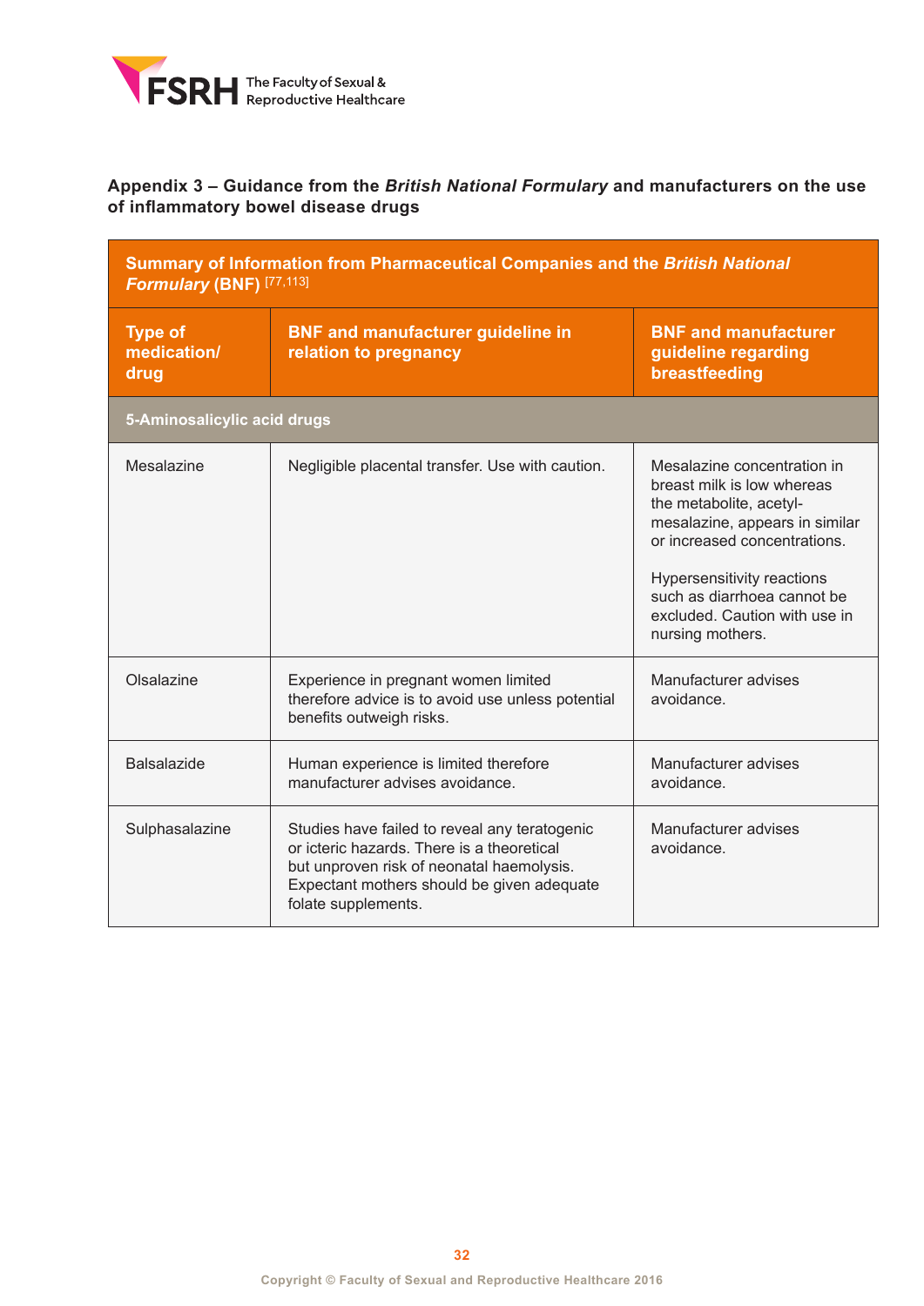## Appendix 3 – Guidance from the *British National Formulary* and manufacturers on the use of inflammatory bowel disease drugs

| Summary of Information from Pharmaceutical Companies and the *British National Formulary* (BNF) [77,113] | | |
|---|---|---|
| **Type of medication/ drug** | **BNF and manufacturer guideline in relation to pregnancy** | **BNF and manufacturer guideline regarding breastfeeding** |
| **5-Aminosalicylic acid drugs** | | |
| Mesalazine | Negligible placental transfer. Use with caution. | Mesalazine concentration in breast milk is low whereas the metabolite, acetyl-mesalazine, appears in similar or increased concentrations. Hypersensitivity reactions such as diarrhoea cannot be excluded. Caution with use in nursing mothers. |
| Olsalazine | Experience in pregnant women limited therefore advice is to avoid use unless potential benefits outweigh risks. | Manufacturer advises avoidance. |
| Balsalazide | Human experience is limited therefore manufacturer advises avoidance. | Manufacturer advises avoidance. |
| Sulphasalazine | Studies have failed to reveal any teratogenic or icteric hazards. There is a theoretical but unproven risk of neonatal haemolysis. Expectant mothers should be given adequate folate supplements. | Manufacturer advises avoidance. |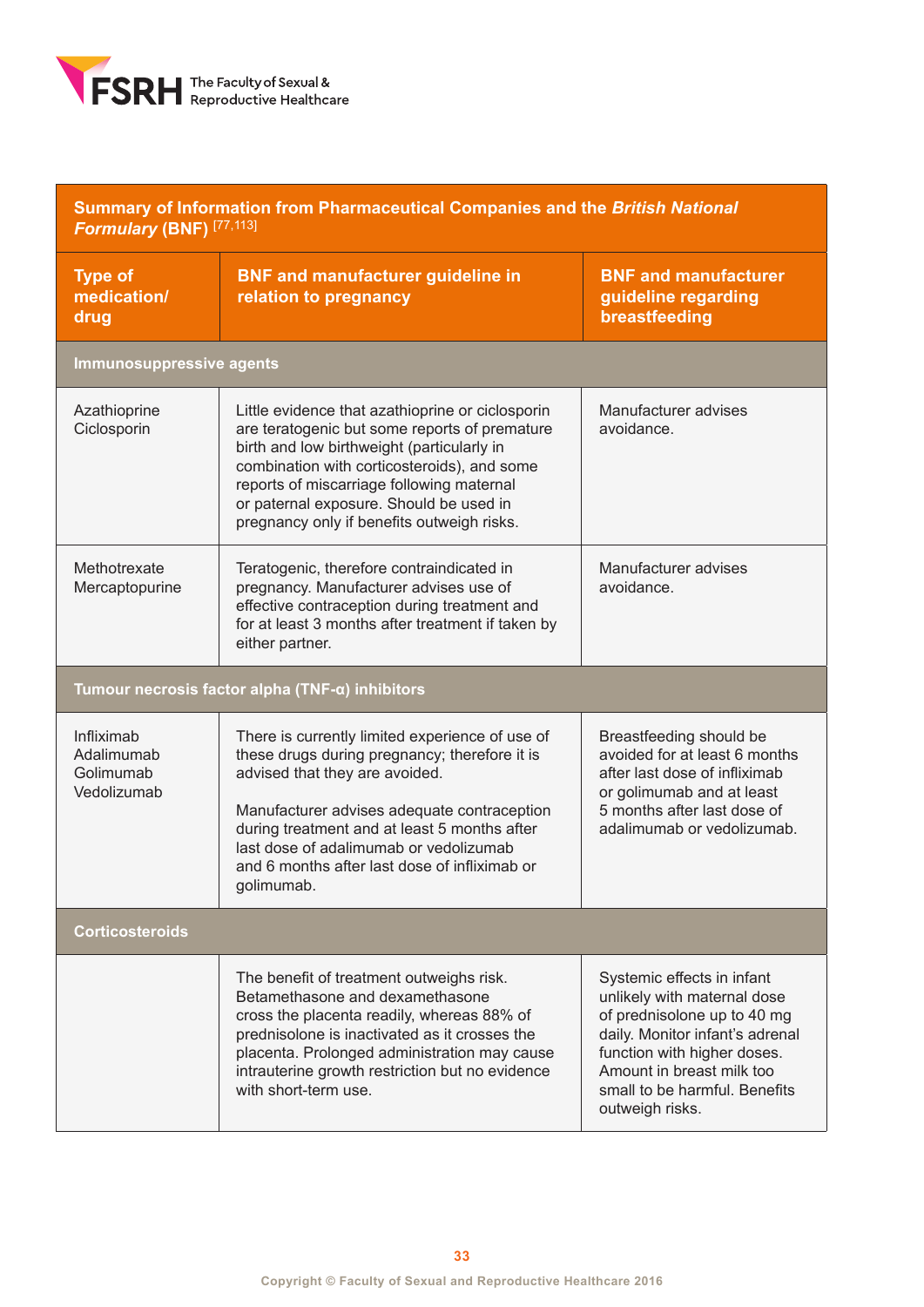| Summary of Information from Pharmaceutical Companies and the *British National Formulary* (BNF) [77,113] | | |
|---|---|---|
| **Type of medication/ drug** | **BNF and manufacturer guideline in relation to pregnancy** | **BNF and manufacturer guideline regarding breastfeeding** |
| **Immunosuppressive agents** | | |
| Azathioprine<br>Ciclosporin | Little evidence that azathioprine or ciclosporin are teratogenic but some reports of premature birth and low birthweight (particularly in combination with corticosteroids), and some reports of miscarriage following maternal or paternal exposure. Should be used in pregnancy only if benefits outweigh risks. | Manufacturer advises avoidance. |
| Methotrexate<br>Mercaptopurine | Teratogenic, therefore contraindicated in pregnancy. Manufacturer advises use of effective contraception during treatment and for at least 3 months after treatment if taken by either partner. | Manufacturer advises avoidance. |
| **Tumour necrosis factor alpha (TNF-α) inhibitors** | | |
| Infliximab<br>Adalimumab<br>Golimumab<br>Vedolizumab | There is currently limited experience of use of these drugs during pregnancy; therefore it is advised that they are avoided.<br><br>Manufacturer advises adequate contraception during treatment and at least 5 months after last dose of adalimumab or vedolizumab and 6 months after last dose of infliximab or golimumab. | Breastfeeding should be avoided for at least 6 months after last dose of infliximab or golimumab and at least 5 months after last dose of adalimumab or vedolizumab. |
| **Corticosteroids** | | |
| | The benefit of treatment outweighs risk. Betamethasone and dexamethasone cross the placenta readily, whereas 88% of prednisolone is inactivated as it crosses the placenta. Prolonged administration may cause intrauterine growth restriction but no evidence with short-term use. | Systemic effects in infant unlikely with maternal dose of prednisolone up to 40 mg daily. Monitor infant's adrenal function with higher doses. Amount in breast milk too small to be harmful. Benefits outweigh risks. |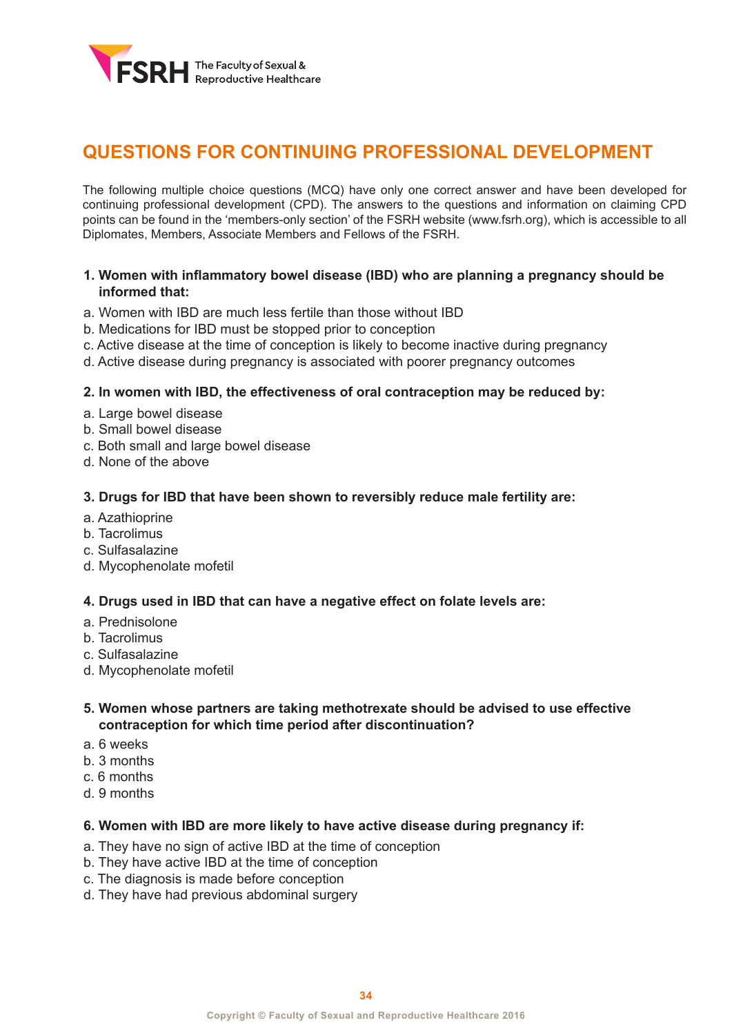# QUESTIONS FOR CONTINUING PROFESSIONAL DEVELOPMENT

The following multiple choice questions (MCQ) have only one correct answer and have been developed for continuing professional development (CPD). The answers to the questions and information on claiming CPD points can be found in the 'members-only section' of the FSRH website (www.fsrh.org), which is accessible to all Diplomates, Members, Associate Members and Fellows of the FSRH.

**1. Women with inflammatory bowel disease (IBD) who are planning a pregnancy should be informed that:**

a. Women with IBD are much less fertile than those without IBD
b. Medications for IBD must be stopped prior to conception
c. Active disease at the time of conception is likely to become inactive during pregnancy
d. Active disease during pregnancy is associated with poorer pregnancy outcomes

**2. In women with IBD, the effectiveness of oral contraception may be reduced by:**

a. Large bowel disease
b. Small bowel disease
c. Both small and large bowel disease
d. None of the above

**3. Drugs for IBD that have been shown to reversibly reduce male fertility are:**

a. Azathioprine
b. Tacrolimus
c. Sulfasalazine
d. Mycophenolate mofetil

**4. Drugs used in IBD that can have a negative effect on folate levels are:**

a. Prednisolone
b. Tacrolimus
c. Sulfasalazine
d. Mycophenolate mofetil

**5. Women whose partners are taking methotrexate should be advised to use effective contraception for which time period after discontinuation?**

a. 6 weeks
b. 3 months
c. 6 months
d. 9 months

**6. Women with IBD are more likely to have active disease during pregnancy if:**

a. They have no sign of active IBD at the time of conception
b. They have active IBD at the time of conception
c. The diagnosis is made before conception
d. They have had previous abdominal surgery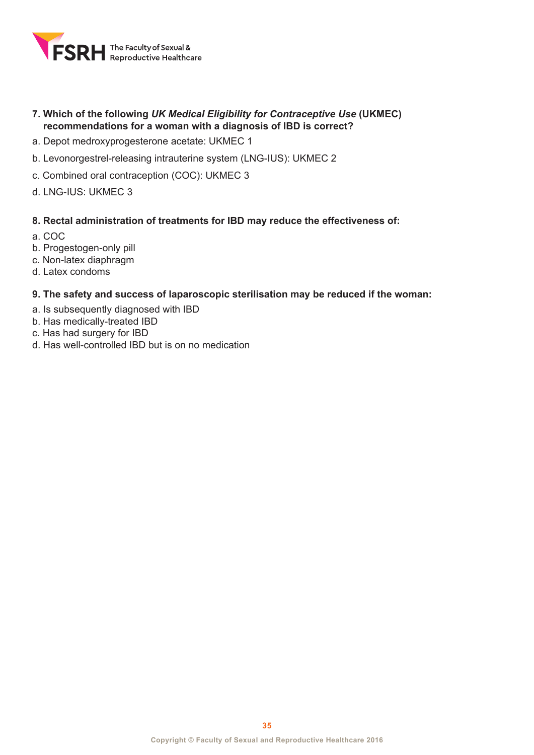**7. Which of the following *UK Medical Eligibility for Contraceptive Use* (UKMEC) recommendations for a woman with a diagnosis of IBD is correct?**

a. Depot medroxyprogesterone acetate: UKMEC 1

b. Levonorgestrel-releasing intrauterine system (LNG-IUS): UKMEC 2

c. Combined oral contraception (COC): UKMEC 3

d. LNG-IUS: UKMEC 3

**8. Rectal administration of treatments for IBD may reduce the effectiveness of:**

a. COC
b. Progestogen-only pill
c. Non-latex diaphragm
d. Latex condoms

**9. The safety and success of laparoscopic sterilisation may be reduced if the woman:**

a. Is subsequently diagnosed with IBD
b. Has medically-treated IBD
c. Has had surgery for IBD
d. Has well-controlled IBD but is on no medication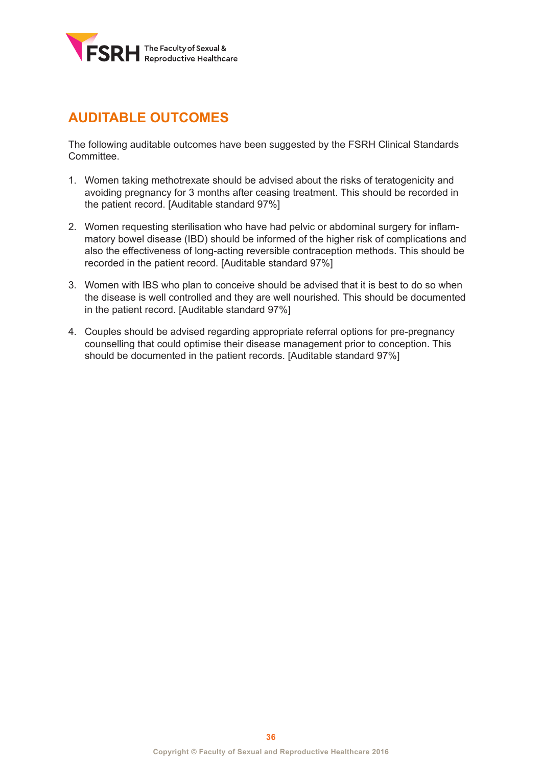## AUDITABLE OUTCOMES

The following auditable outcomes have been suggested by the FSRH Clinical Standards Committee.

1. Women taking methotrexate should be advised about the risks of teratogenicity and avoiding pregnancy for 3 months after ceasing treatment. This should be recorded in the patient record. [Auditable standard 97%]

2. Women requesting sterilisation who have had pelvic or abdominal surgery for inflammatory bowel disease (IBD) should be informed of the higher risk of complications and also the effectiveness of long-acting reversible contraception methods. This should be recorded in the patient record. [Auditable standard 97%]

3. Women with IBS who plan to conceive should be advised that it is best to do so when the disease is well controlled and they are well nourished. This should be documented in the patient record. [Auditable standard 97%]

4. Couples should be advised regarding appropriate referral options for pre-pregnancy counselling that could optimise their disease management prior to conception. This should be documented in the patient records. [Auditable standard 97%]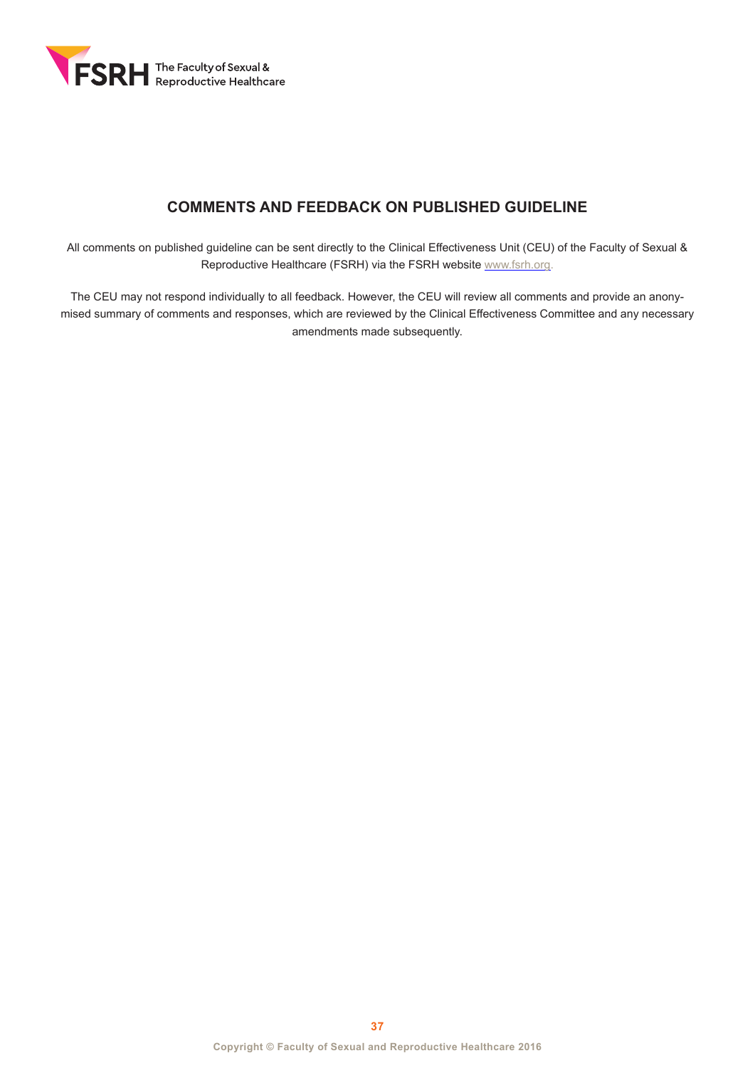## COMMENTS AND FEEDBACK ON PUBLISHED GUIDELINE

All comments on published guideline can be sent directly to the Clinical Effectiveness Unit (CEU) of the Faculty of Sexual & Reproductive Healthcare (FSRH) via the FSRH website www.fsrh.org.

The CEU may not respond individually to all feedback. However, the CEU will review all comments and provide an anonymised summary of comments and responses, which are reviewed by the Clinical Effectiveness Committee and any necessary amendments made subsequently.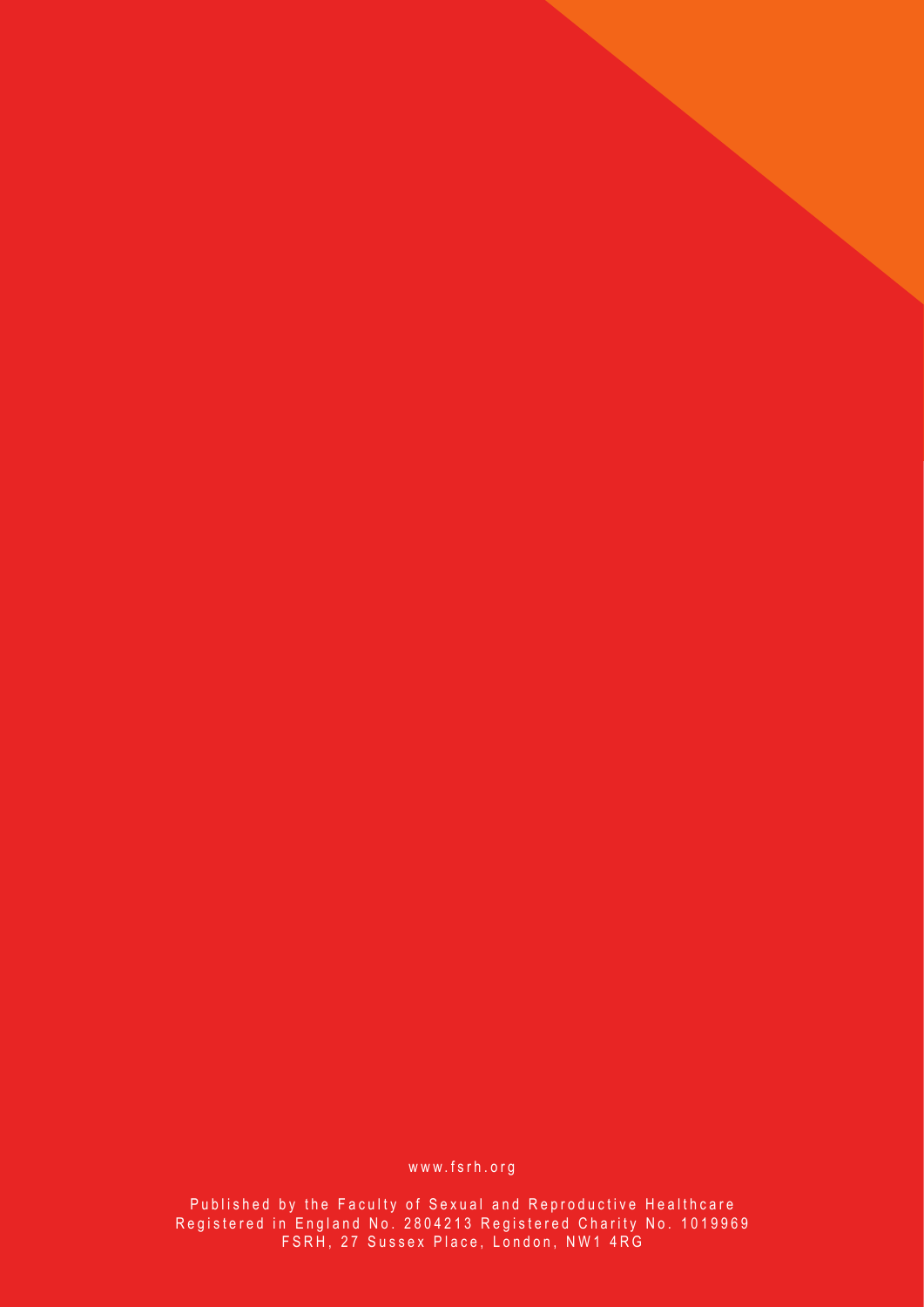www.fsrh.org

Published by the Faculty of Sexual and Reproductive Healthcare
Registered in England No. 2804213 Registered Charity No. 1019969
FSRH, 27 Sussex Place, London, NW1 4RG